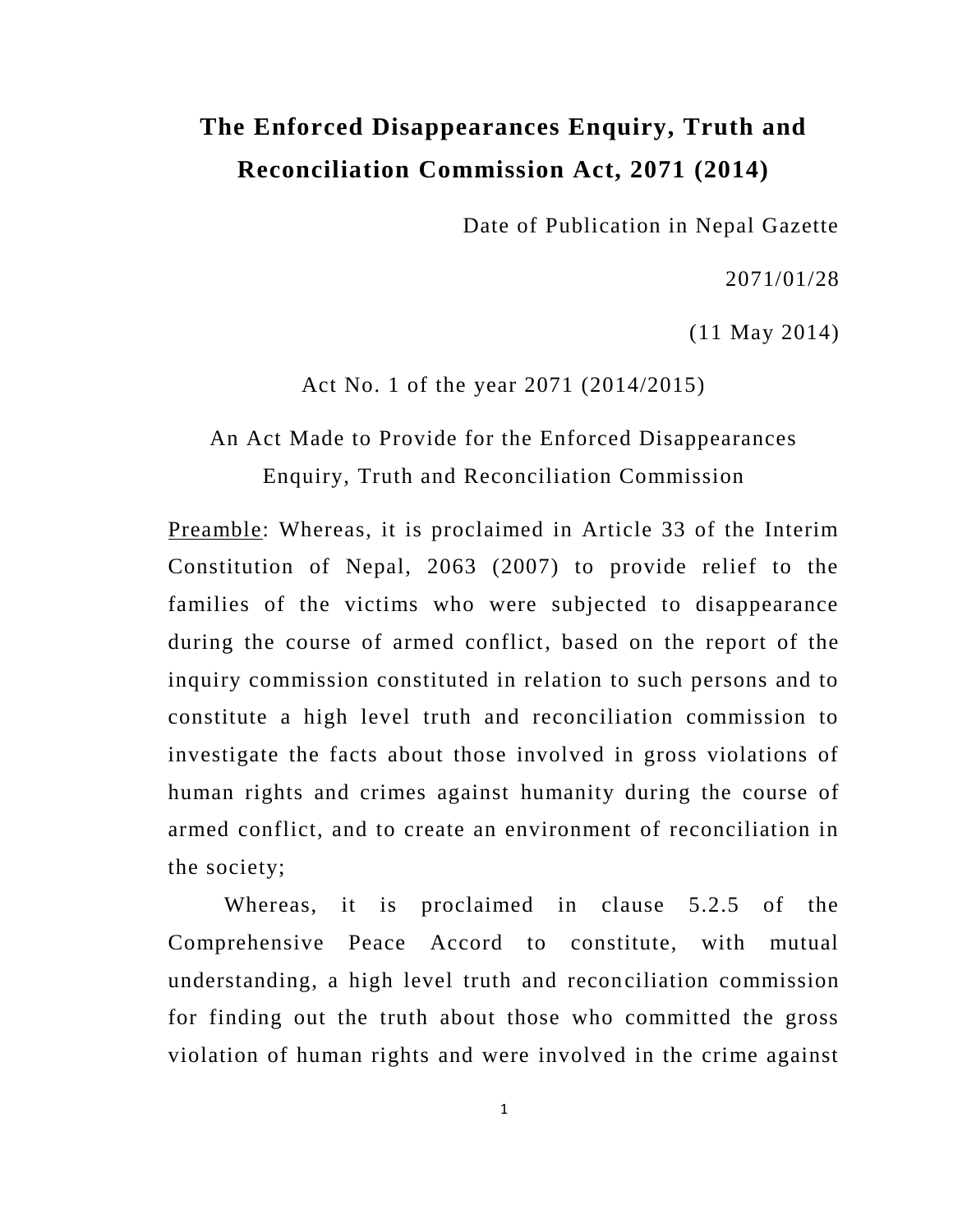# The Enforced Disappearances Enquiry, Truth and Reconciliation Commission Act, 2071 (2014)

Date of Publication in Nepal Gazette

2071/01/28

(11 May 2014)

Act No. 1 of the year 2071 (2014/2015)

An Act Made to Provide for the Enforced Disappearances Enquiry, Truth and Reconciliation Commission

Preamble: Whereas, it is proclaimed in Article 33 of the Interim Constitution of Nepal, 2063 (2007) to provide relief to the families of the victims who were subjected to disappearance during the course of armed conflict, based on the report of the inquiry commission constituted in relation to such persons and to constitute a high level truth and reconciliation commission to investigate the facts about those involved in gross violations of human rights and crimes against humanity during the course of armed conflict, and to create an environment of reconciliation in the society;

Whereas, it is proclaimed in clause 5.2.5 of the Comprehensive Peace Accord to constitute, with mutual understanding, a high level truth and reconciliation commission for finding out the truth about those who committed the gross violation of human rights and were involved in the crime against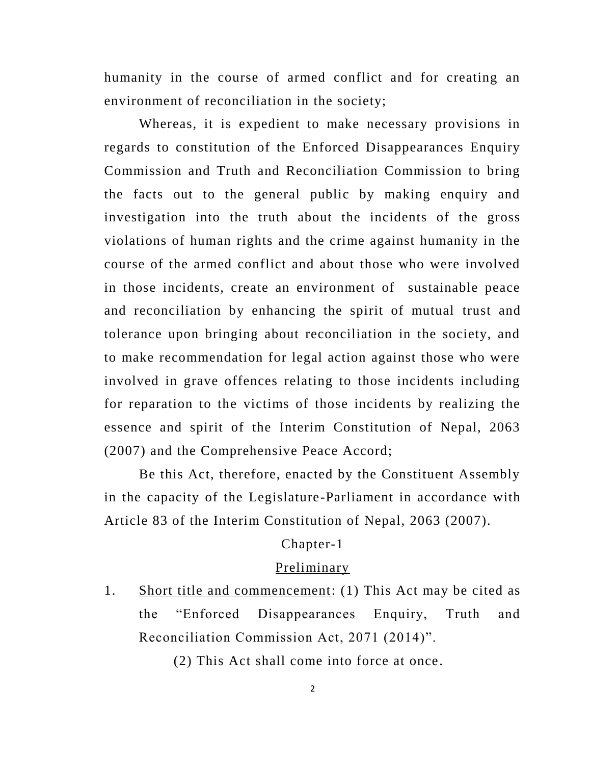humanity in the course of armed conflict and for creating an environment of reconciliation in the society;

Whereas, it is expedient to make necessary provisions in regards to constitution of the Enforced Disappearances Enquiry Commission and Truth and Reconciliation Commission to bring the facts out to the general public by making enquiry and investigation into the truth about the incidents of the gross violations of human rights and the crime against humanity in the course of the armed conflict and about those who were involved in those incidents, create an environment of sustainable peace and reconciliation by enhancing the spirit of mutual trust and tolerance upon bringing about reconciliation in the society, and to make recommendation for legal action against those who were involved in grave offences relating to those incidents including for reparation to the victims of those incidents by realizing the essence and spirit of the Interim Constitution of Nepal, 2063 (2007) and the Comprehensive Peace Accord;

Be this Act, therefore, enacted by the Constituent Assembly in the capacity of the Legislature-Parliament in accordance with Article 83 of the Interim Constitution of Nepal, 2063 (2007).

## Chapter-1

## Preliminary

1. Short title and commencement: (1) This Act may be cited as the "Enforced Disappearances Enquiry, Truth and Reconciliation Commission Act, 2071 (2014)".

   (2) This Act shall come into force at once.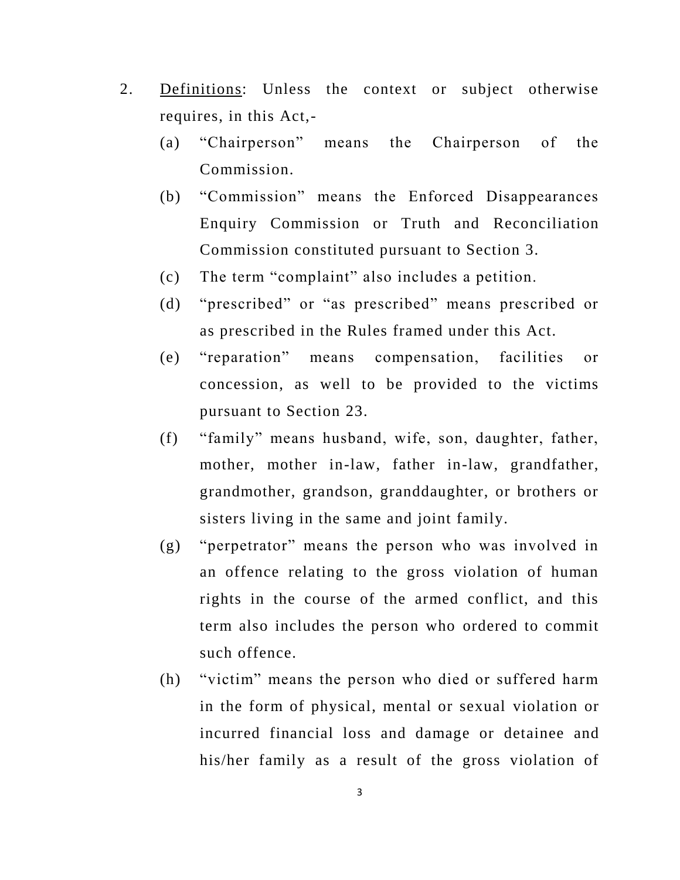2. <u>Definitions</u>: Unless the context or subject otherwise requires, in this Act,-

   (a) "Chairperson" means the Chairperson of the Commission.

   (b) "Commission" means the Enforced Disappearances Enquiry Commission or Truth and Reconciliation Commission constituted pursuant to Section 3.

   (c) The term "complaint" also includes a petition.

   (d) "prescribed" or "as prescribed" means prescribed or as prescribed in the Rules framed under this Act.

   (e) "reparation" means compensation, facilities or concession, as well to be provided to the victims pursuant to Section 23.

   (f) "family" means husband, wife, son, daughter, father, mother, mother in-law, father in-law, grandfather, grandmother, grandson, granddaughter, or brothers or sisters living in the same and joint family.

   (g) "perpetrator" means the person who was involved in an offence relating to the gross violation of human rights in the course of the armed conflict, and this term also includes the person who ordered to commit such offence.

   (h) "victim" means the person who died or suffered harm in the form of physical, mental or sexual violation or incurred financial loss and damage or detainee and his/her family as a result of the gross violation of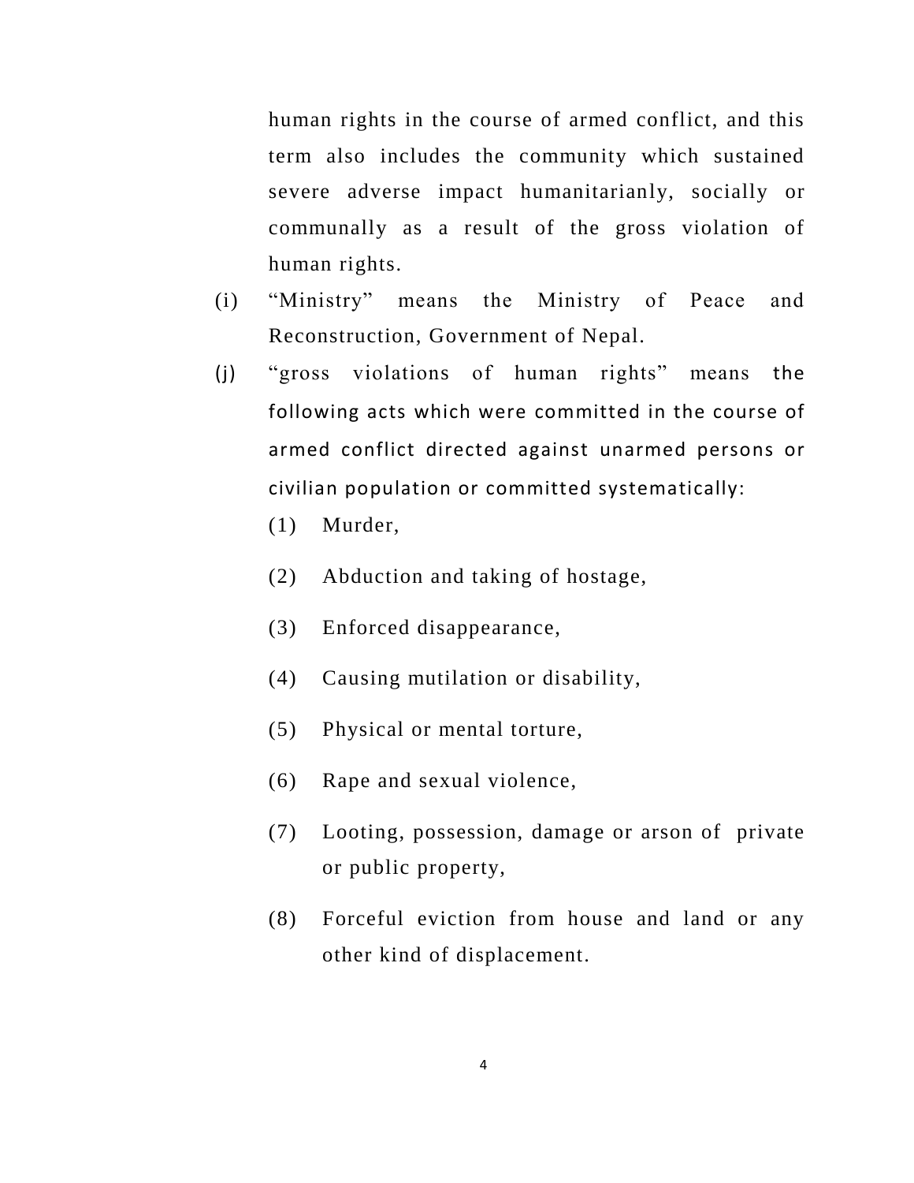human rights in the course of armed conflict, and this term also includes the community which sustained severe adverse impact humanitarianly, socially or communally as a result of the gross violation of human rights.

(i) "Ministry" means the Ministry of Peace and Reconstruction, Government of Nepal.

(j) "gross violations of human rights" means the following acts which were committed in the course of armed conflict directed against unarmed persons or civilian population or committed systematically:

  (1) Murder,

  (2) Abduction and taking of hostage,

  (3) Enforced disappearance,

  (4) Causing mutilation or disability,

  (5) Physical or mental torture,

  (6) Rape and sexual violence,

  (7) Looting, possession, damage or arson of private or public property,

  (8) Forceful eviction from house and land or any other kind of displacement.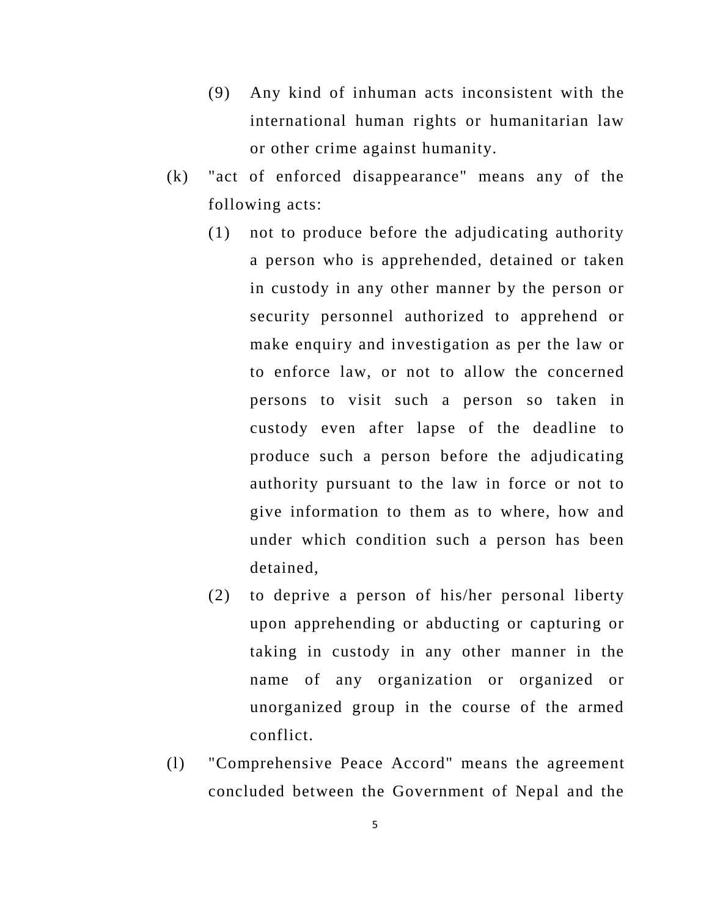(9) Any kind of inhuman acts inconsistent with the international human rights or humanitarian law or other crime against humanity.

(k) "act of enforced disappearance" means any of the following acts:

(1) not to produce before the adjudicating authority a person who is apprehended, detained or taken in custody in any other manner by the person or security personnel authorized to apprehend or make enquiry and investigation as per the law or to enforce law, or not to allow the concerned persons to visit such a person so taken in custody even after lapse of the deadline to produce such a person before the adjudicating authority pursuant to the law in force or not to give information to them as to where, how and under which condition such a person has been detained,

(2) to deprive a person of his/her personal liberty upon apprehending or abducting or capturing or taking in custody in any other manner in the name of any organization or organized or unorganized group in the course of the armed conflict.

(l) "Comprehensive Peace Accord" means the agreement concluded between the Government of Nepal and the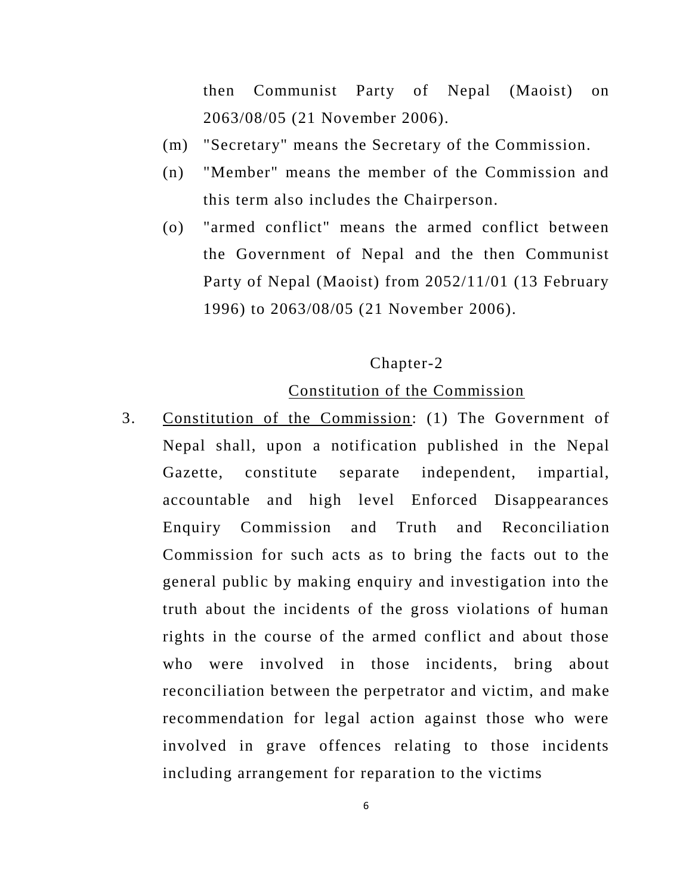then Communist Party of Nepal (Maoist) on 2063/08/05 (21 November 2006).

(m) "Secretary" means the Secretary of the Commission.

(n) "Member" means the member of the Commission and this term also includes the Chairperson.

(o) "armed conflict" means the armed conflict between the Government of Nepal and the then Communist Party of Nepal (Maoist) from 2052/11/01 (13 February 1996) to 2063/08/05 (21 November 2006).

## Chapter-2

## Constitution of the Commission

3. Constitution of the Commission: (1) The Government of Nepal shall, upon a notification published in the Nepal Gazette, constitute separate independent, impartial, accountable and high level Enforced Disappearances Enquiry Commission and Truth and Reconciliation Commission for such acts as to bring the facts out to the general public by making enquiry and investigation into the truth about the incidents of the gross violations of human rights in the course of the armed conflict and about those who were involved in those incidents, bring about reconciliation between the perpetrator and victim, and make recommendation for legal action against those who were involved in grave offences relating to those incidents including arrangement for reparation to the victims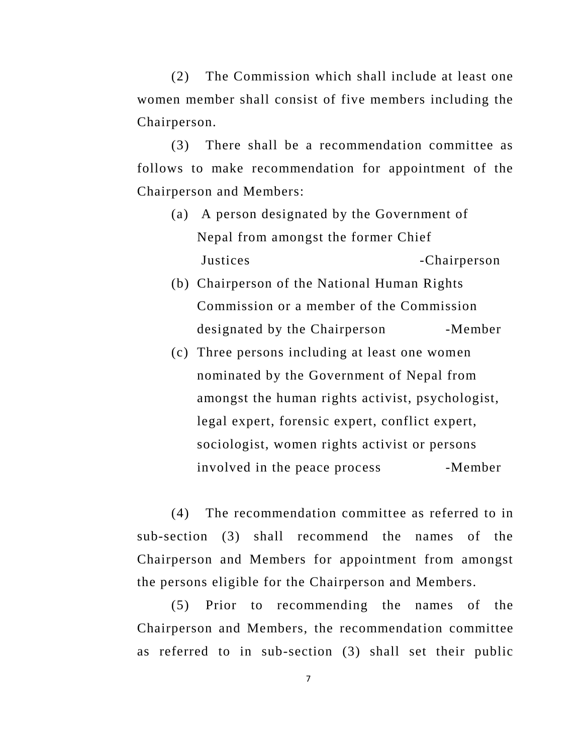(2) The Commission which shall include at least one women member shall consist of five members including the Chairperson.

(3) There shall be a recommendation committee as follows to make recommendation for appointment of the Chairperson and Members:

(a) A person designated by the Government of Nepal from amongst the former Chief Justices -Chairperson

(b) Chairperson of the National Human Rights Commission or a member of the Commission designated by the Chairperson -Member

(c) Three persons including at least one women nominated by the Government of Nepal from amongst the human rights activist, psychologist, legal expert, forensic expert, conflict expert, sociologist, women rights activist or persons involved in the peace process -Member

(4) The recommendation committee as referred to in sub-section (3) shall recommend the names of the Chairperson and Members for appointment from amongst the persons eligible for the Chairperson and Members.

(5) Prior to recommending the names of the Chairperson and Members, the recommendation committee as referred to in sub-section (3) shall set their public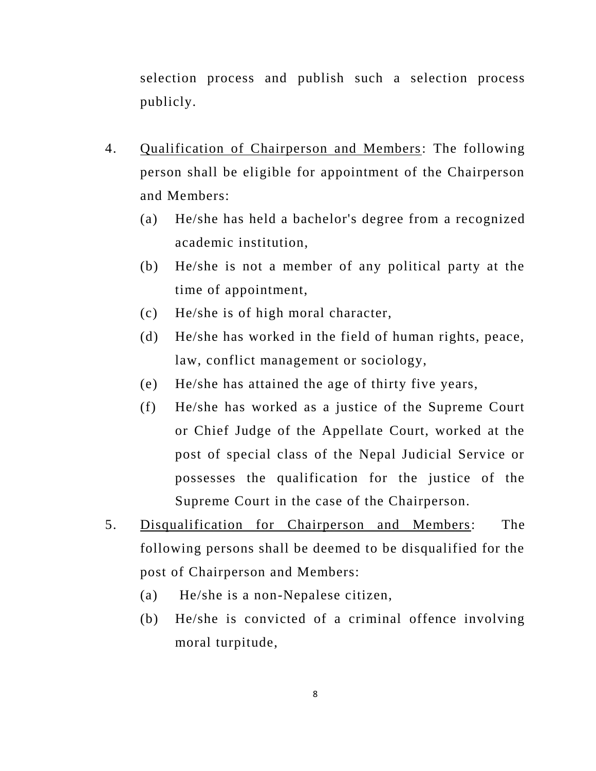selection process and publish such a selection process publicly.

4. Qualification of Chairperson and Members: The following person shall be eligible for appointment of the Chairperson and Members:

   (a) He/she has held a bachelor's degree from a recognized academic institution,

   (b) He/she is not a member of any political party at the time of appointment,

   (c) He/she is of high moral character,

   (d) He/she has worked in the field of human rights, peace, law, conflict management or sociology,

   (e) He/she has attained the age of thirty five years,

   (f) He/she has worked as a justice of the Supreme Court or Chief Judge of the Appellate Court, worked at the post of special class of the Nepal Judicial Service or possesses the qualification for the justice of the Supreme Court in the case of the Chairperson.

5. Disqualification for Chairperson and Members: The following persons shall be deemed to be disqualified for the post of Chairperson and Members:

   (a) He/she is a non-Nepalese citizen,

   (b) He/she is convicted of a criminal offence involving moral turpitude,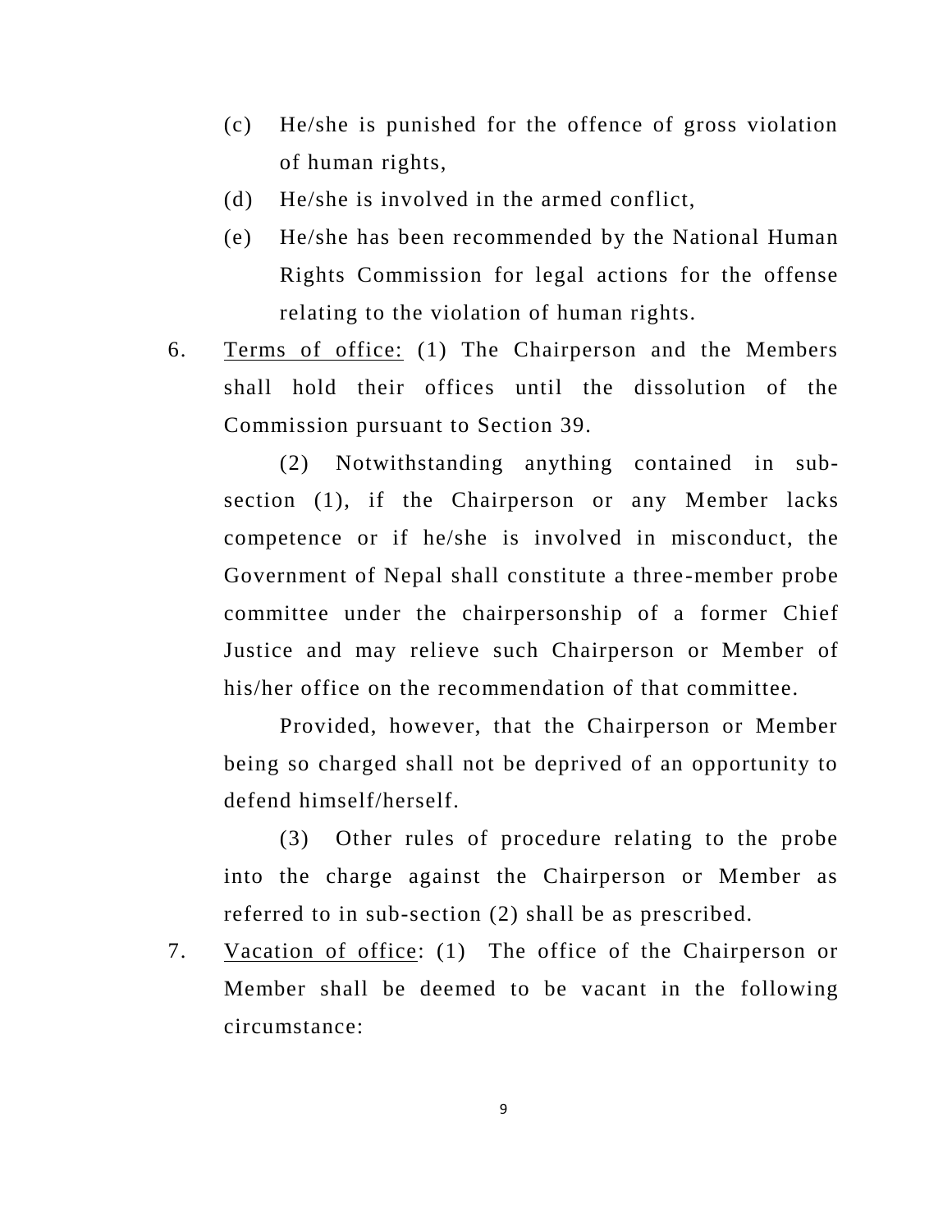(c) He/she is punished for the offence of gross violation of human rights,

(d) He/she is involved in the armed conflict,

(e) He/she has been recommended by the National Human Rights Commission for legal actions for the offense relating to the violation of human rights.

6. Terms of office: (1) The Chairperson and the Members shall hold their offices until the dissolution of the Commission pursuant to Section 39.

(2) Notwithstanding anything contained in sub-section (1), if the Chairperson or any Member lacks competence or if he/she is involved in misconduct, the Government of Nepal shall constitute a three-member probe committee under the chairpersonship of a former Chief Justice and may relieve such Chairperson or Member of his/her office on the recommendation of that committee.

Provided, however, that the Chairperson or Member being so charged shall not be deprived of an opportunity to defend himself/herself.

(3) Other rules of procedure relating to the probe into the charge against the Chairperson or Member as referred to in sub-section (2) shall be as prescribed.

7. Vacation of office: (1) The office of the Chairperson or Member shall be deemed to be vacant in the following circumstance: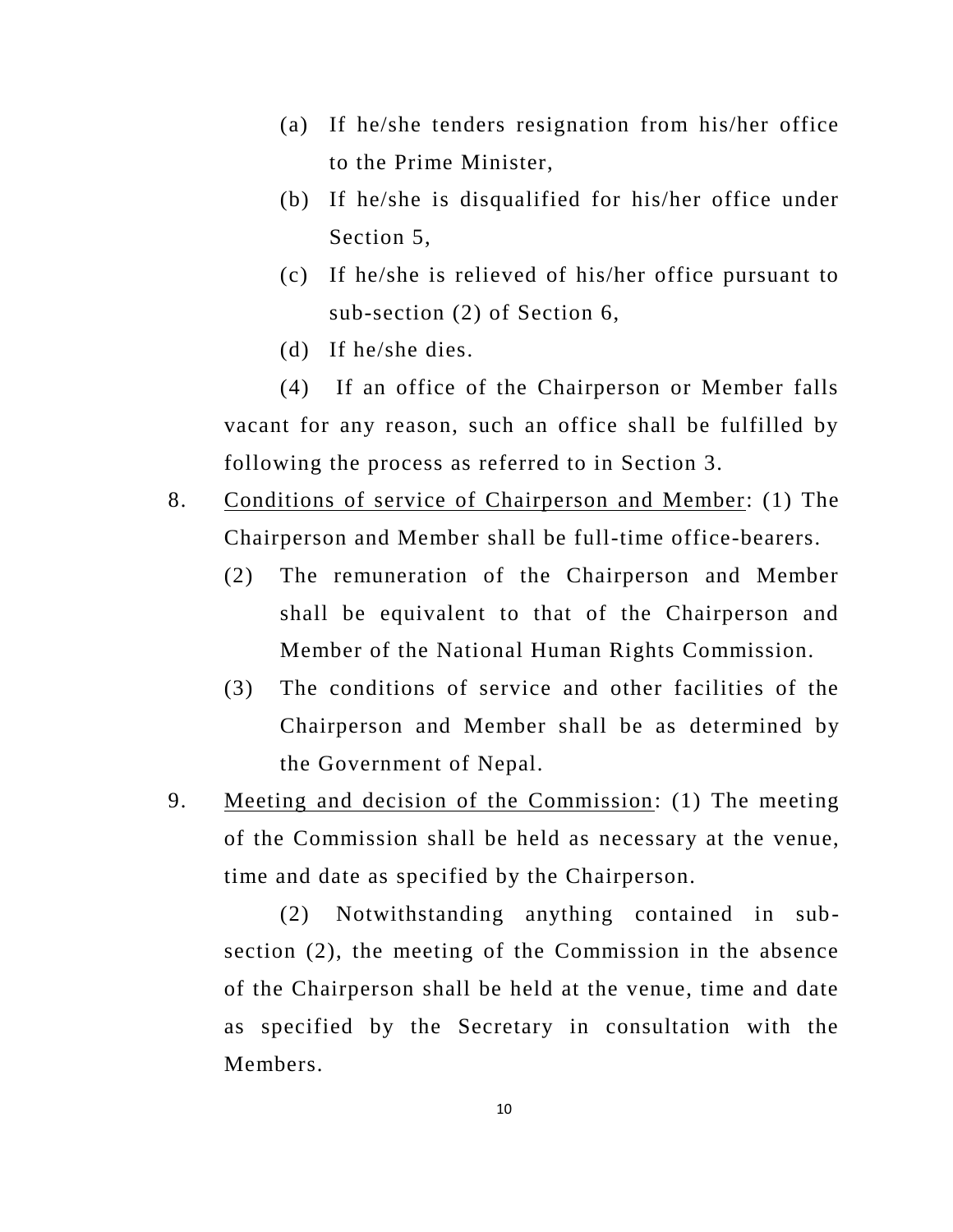(a) If he/she tenders resignation from his/her office to the Prime Minister,

(b) If he/she is disqualified for his/her office under Section 5,

(c) If he/she is relieved of his/her office pursuant to sub-section (2) of Section 6,

(d) If he/she dies.

(4) If an office of the Chairperson or Member falls vacant for any reason, such an office shall be fulfilled by following the process as referred to in Section 3.

8. Conditions of service of Chairperson and Member: (1) The Chairperson and Member shall be full-time office-bearers.

(2) The remuneration of the Chairperson and Member shall be equivalent to that of the Chairperson and Member of the National Human Rights Commission.

(3) The conditions of service and other facilities of the Chairperson and Member shall be as determined by the Government of Nepal.

9. Meeting and decision of the Commission: (1) The meeting of the Commission shall be held as necessary at the venue, time and date as specified by the Chairperson.

(2) Notwithstanding anything contained in sub-section (2), the meeting of the Commission in the absence of the Chairperson shall be held at the venue, time and date as specified by the Secretary in consultation with the Members.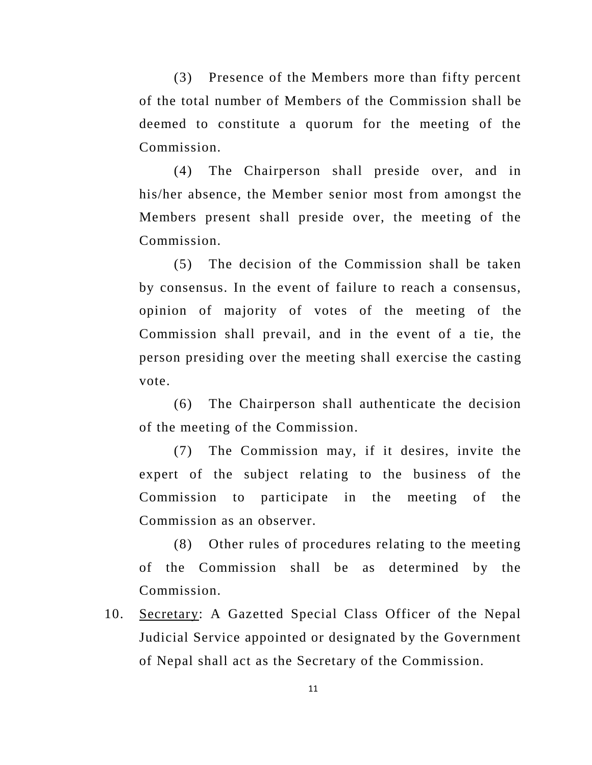(3) Presence of the Members more than fifty percent of the total number of Members of the Commission shall be deemed to constitute a quorum for the meeting of the Commission.

(4) The Chairperson shall preside over, and in his/her absence, the Member senior most from amongst the Members present shall preside over, the meeting of the Commission.

(5) The decision of the Commission shall be taken by consensus. In the event of failure to reach a consensus, opinion of majority of votes of the meeting of the Commission shall prevail, and in the event of a tie, the person presiding over the meeting shall exercise the casting vote.

(6) The Chairperson shall authenticate the decision of the meeting of the Commission.

(7) The Commission may, if it desires, invite the expert of the subject relating to the business of the Commission to participate in the meeting of the Commission as an observer.

(8) Other rules of procedures relating to the meeting of the Commission shall be as determined by the Commission.

10. <u>Secretary</u>: A Gazetted Special Class Officer of the Nepal Judicial Service appointed or designated by the Government of Nepal shall act as the Secretary of the Commission.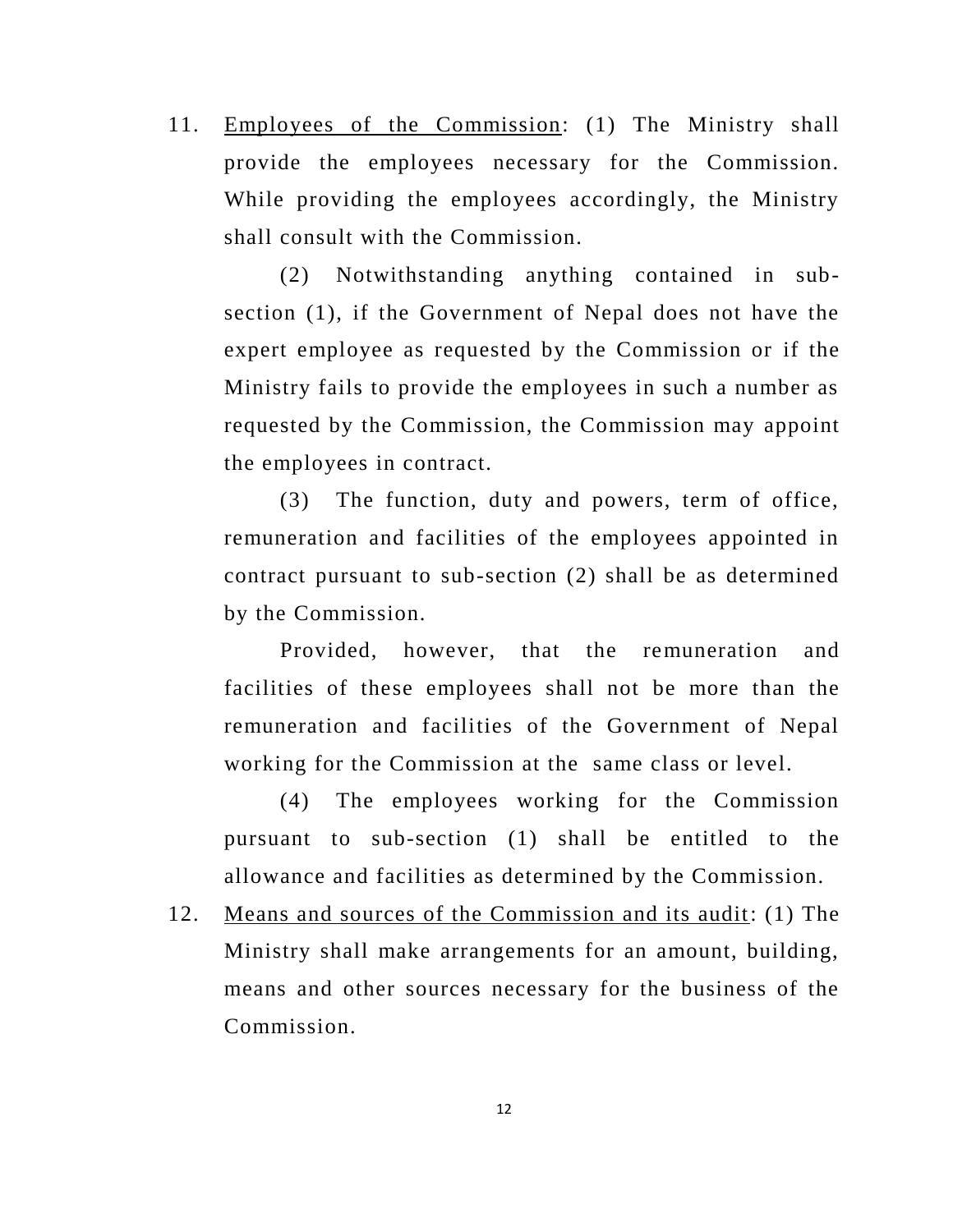11. <u>Employees of the Commission</u>: (1) The Ministry shall provide the employees necessary for the Commission. While providing the employees accordingly, the Ministry shall consult with the Commission.

    (2) Notwithstanding anything contained in sub-section (1), if the Government of Nepal does not have the expert employee as requested by the Commission or if the Ministry fails to provide the employees in such a number as requested by the Commission, the Commission may appoint the employees in contract.

    (3) The function, duty and powers, term of office, remuneration and facilities of the employees appointed in contract pursuant to sub-section (2) shall be as determined by the Commission.

    Provided, however, that the remuneration and facilities of these employees shall not be more than the remuneration and facilities of the Government of Nepal working for the Commission at the same class or level.

    (4) The employees working for the Commission pursuant to sub-section (1) shall be entitled to the allowance and facilities as determined by the Commission.

12. <u>Means and sources of the Commission and its audit</u>: (1) The Ministry shall make arrangements for an amount, building, means and other sources necessary for the business of the Commission.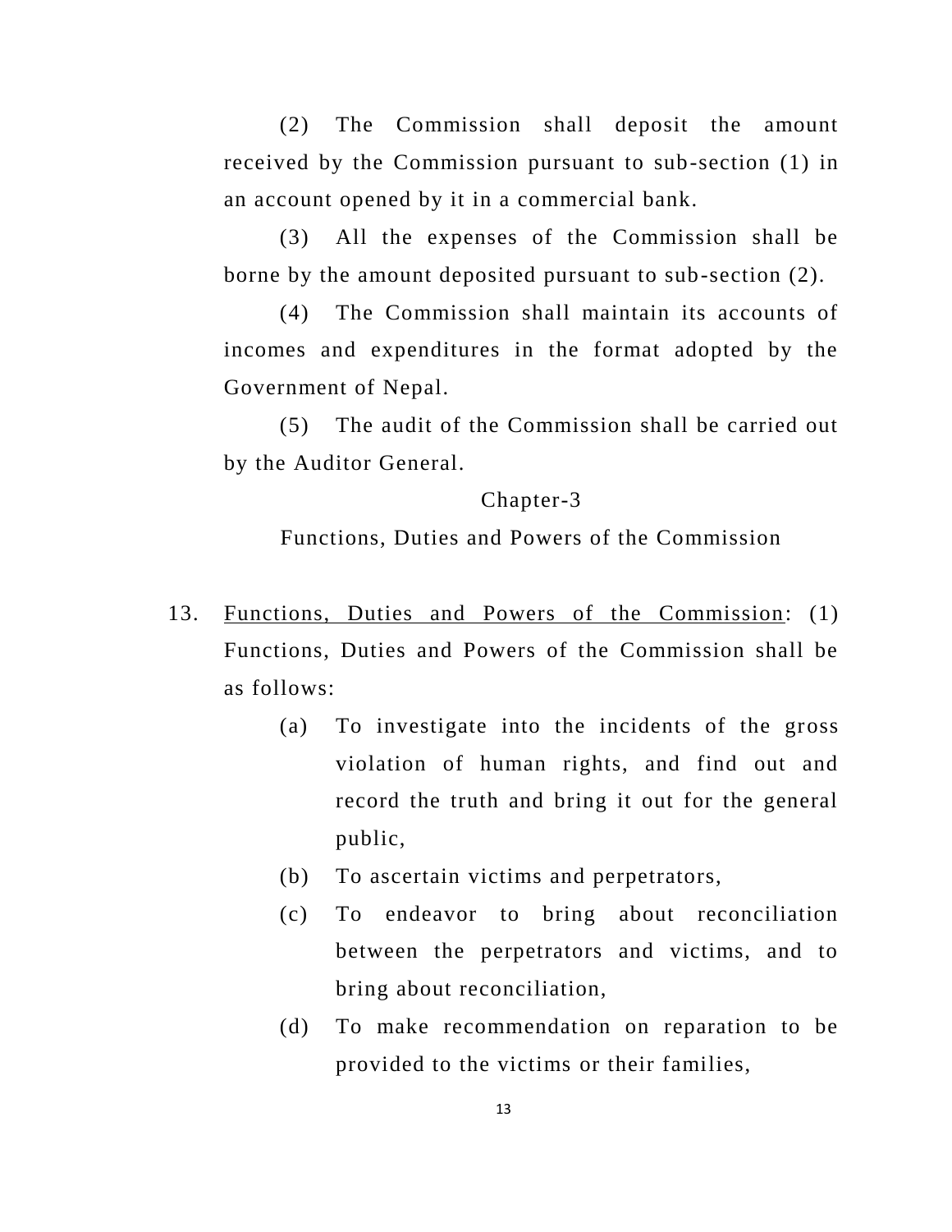(2) The Commission shall deposit the amount received by the Commission pursuant to sub-section (1) in an account opened by it in a commercial bank.

(3) All the expenses of the Commission shall be borne by the amount deposited pursuant to sub-section (2).

(4) The Commission shall maintain its accounts of incomes and expenditures in the format adopted by the Government of Nepal.

(5) The audit of the Commission shall be carried out by the Auditor General.

## Chapter-3

## Functions, Duties and Powers of the Commission

13. Functions, Duties and Powers of the Commission: (1) Functions, Duties and Powers of the Commission shall be as follows:

    (a) To investigate into the incidents of the gross violation of human rights, and find out and record the truth and bring it out for the general public,

    (b) To ascertain victims and perpetrators,

    (c) To endeavor to bring about reconciliation between the perpetrators and victims, and to bring about reconciliation,

    (d) To make recommendation on reparation to be provided to the victims or their families,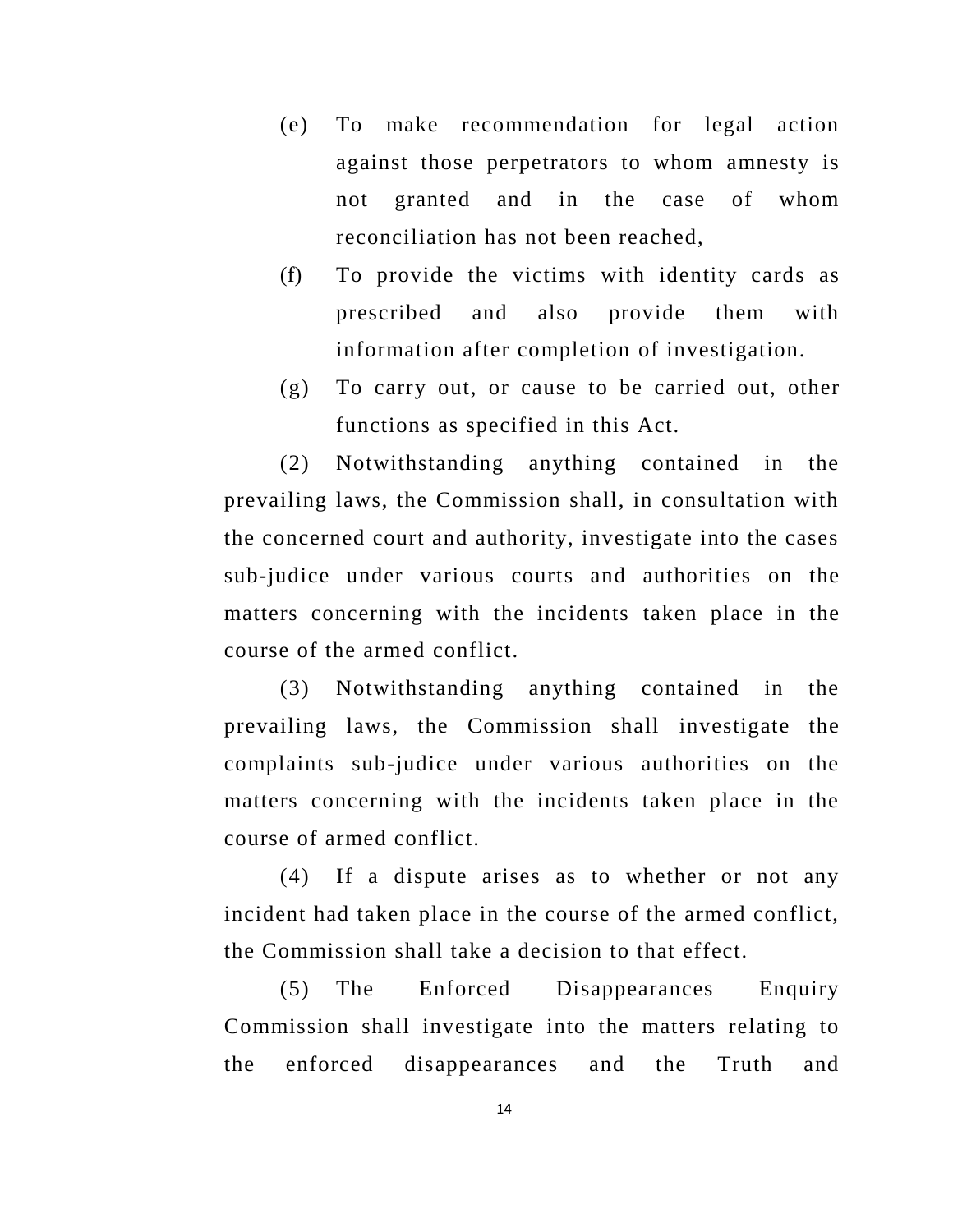(e) To make recommendation for legal action against those perpetrators to whom amnesty is not granted and in the case of whom reconciliation has not been reached,

(f) To provide the victims with identity cards as prescribed and also provide them with information after completion of investigation.

(g) To carry out, or cause to be carried out, other functions as specified in this Act.

(2) Notwithstanding anything contained in the prevailing laws, the Commission shall, in consultation with the concerned court and authority, investigate into the cases sub-judice under various courts and authorities on the matters concerning with the incidents taken place in the course of the armed conflict.

(3) Notwithstanding anything contained in the prevailing laws, the Commission shall investigate the complaints sub-judice under various authorities on the matters concerning with the incidents taken place in the course of armed conflict.

(4) If a dispute arises as to whether or not any incident had taken place in the course of the armed conflict, the Commission shall take a decision to that effect.

(5) The Enforced Disappearances Enquiry Commission shall investigate into the matters relating to the enforced disappearances and the Truth and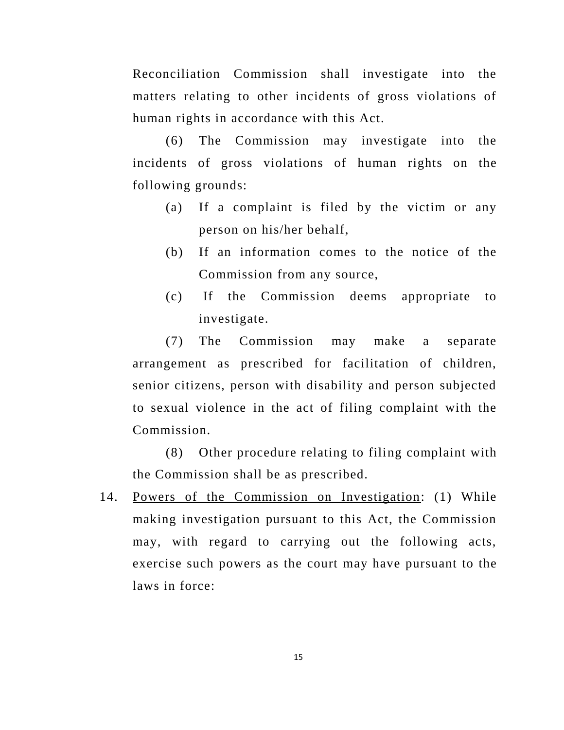Reconciliation Commission shall investigate into the matters relating to other incidents of gross violations of human rights in accordance with this Act.

(6) The Commission may investigate into the incidents of gross violations of human rights on the following grounds:

(a) If a complaint is filed by the victim or any person on his/her behalf,

(b) If an information comes to the notice of the Commission from any source,

(c) If the Commission deems appropriate to investigate.

(7) The Commission may make a separate arrangement as prescribed for facilitation of children, senior citizens, person with disability and person subjected to sexual violence in the act of filing complaint with the Commission.

(8) Other procedure relating to filing complaint with the Commission shall be as prescribed.

14. Powers of the Commission on Investigation: (1) While making investigation pursuant to this Act, the Commission may, with regard to carrying out the following acts, exercise such powers as the court may have pursuant to the laws in force: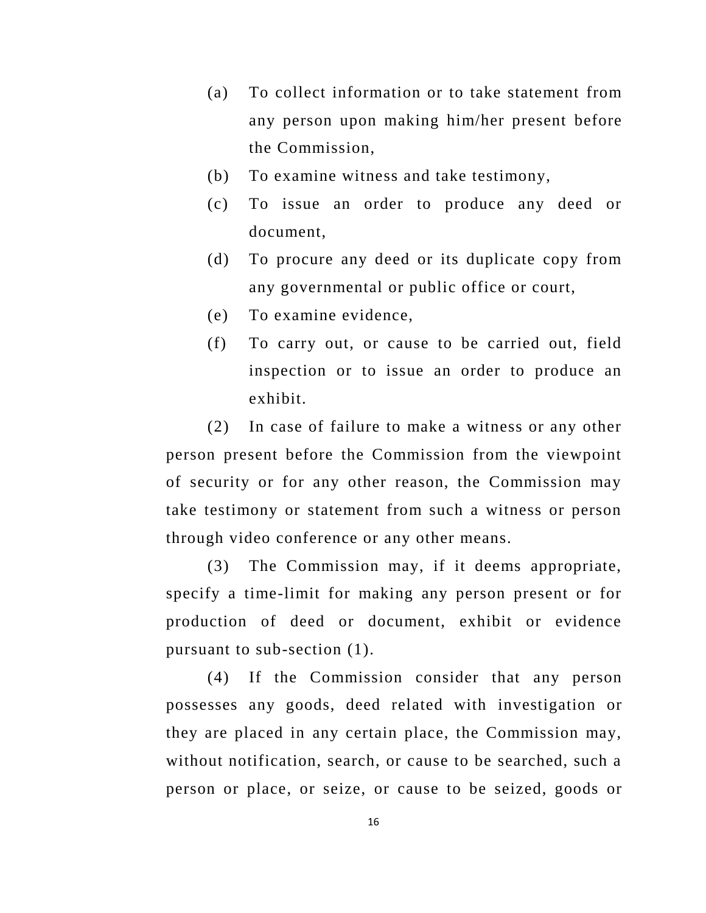(a) To collect information or to take statement from any person upon making him/her present before the Commission,

(b) To examine witness and take testimony,

(c) To issue an order to produce any deed or document,

(d) To procure any deed or its duplicate copy from any governmental or public office or court,

(e) To examine evidence,

(f) To carry out, or cause to be carried out, field inspection or to issue an order to produce an exhibit.

(2) In case of failure to make a witness or any other person present before the Commission from the viewpoint of security or for any other reason, the Commission may take testimony or statement from such a witness or person through video conference or any other means.

(3) The Commission may, if it deems appropriate, specify a time-limit for making any person present or for production of deed or document, exhibit or evidence pursuant to sub-section (1).

(4) If the Commission consider that any person possesses any goods, deed related with investigation or they are placed in any certain place, the Commission may, without notification, search, or cause to be searched, such a person or place, or seize, or cause to be seized, goods or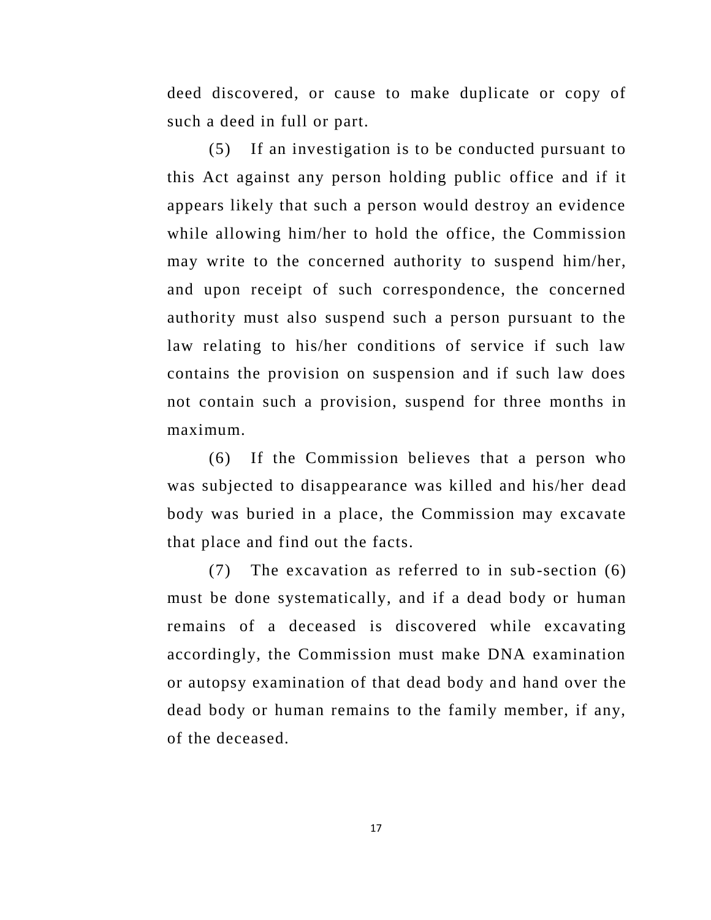deed discovered, or cause to make duplicate or copy of such a deed in full or part.

(5) If an investigation is to be conducted pursuant to this Act against any person holding public office and if it appears likely that such a person would destroy an evidence while allowing him/her to hold the office, the Commission may write to the concerned authority to suspend him/her, and upon receipt of such correspondence, the concerned authority must also suspend such a person pursuant to the law relating to his/her conditions of service if such law contains the provision on suspension and if such law does not contain such a provision, suspend for three months in maximum.

(6) If the Commission believes that a person who was subjected to disappearance was killed and his/her dead body was buried in a place, the Commission may excavate that place and find out the facts.

(7) The excavation as referred to in sub-section (6) must be done systematically, and if a dead body or human remains of a deceased is discovered while excavating accordingly, the Commission must make DNA examination or autopsy examination of that dead body and hand over the dead body or human remains to the family member, if any, of the deceased.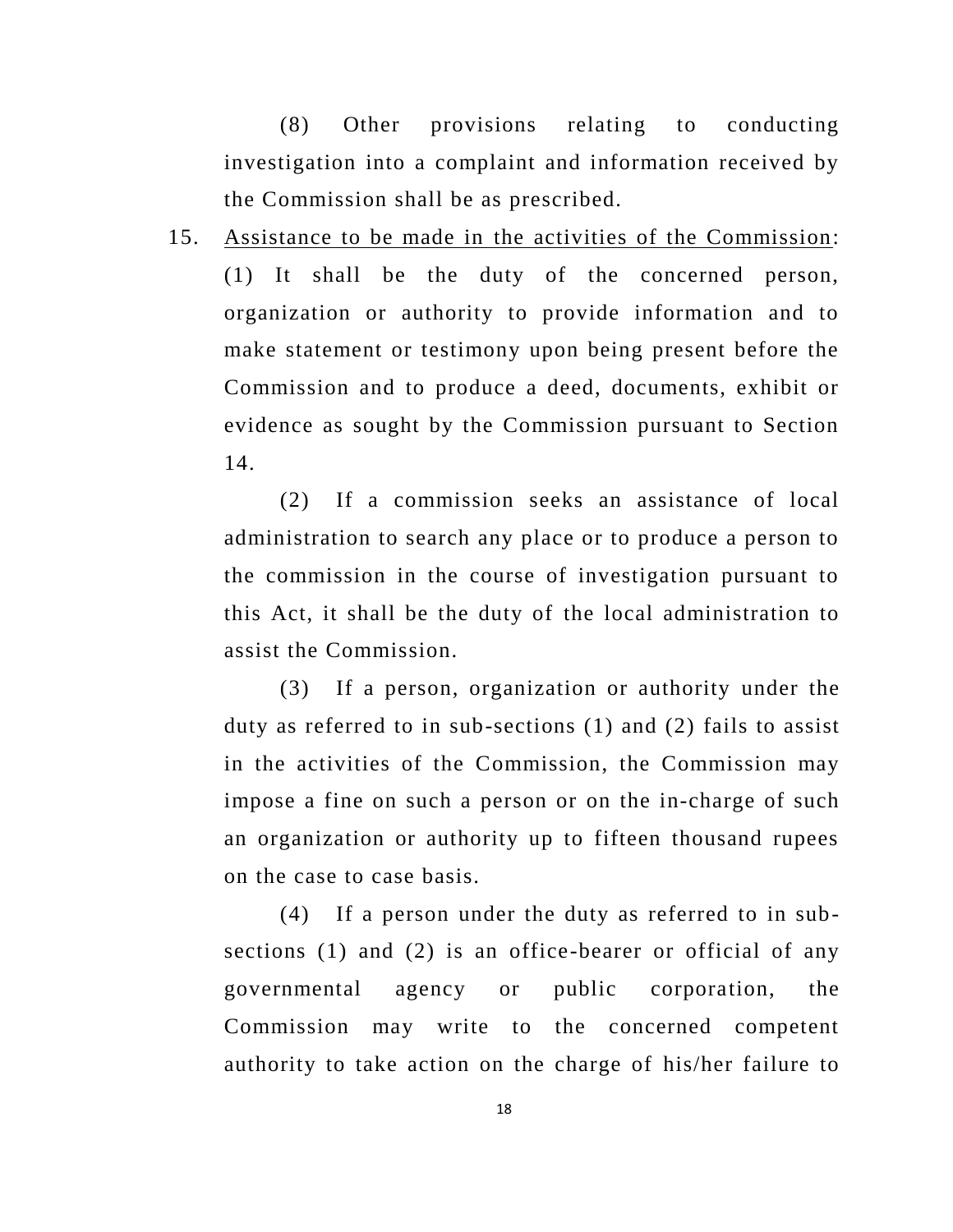(8) Other provisions relating to conducting investigation into a complaint and information received by the Commission shall be as prescribed.

15. Assistance to be made in the activities of the Commission: (1) It shall be the duty of the concerned person, organization or authority to provide information and to make statement or testimony upon being present before the Commission and to produce a deed, documents, exhibit or evidence as sought by the Commission pursuant to Section 14.

(2) If a commission seeks an assistance of local administration to search any place or to produce a person to the commission in the course of investigation pursuant to this Act, it shall be the duty of the local administration to assist the Commission.

(3) If a person, organization or authority under the duty as referred to in sub-sections (1) and (2) fails to assist in the activities of the Commission, the Commission may impose a fine on such a person or on the in-charge of such an organization or authority up to fifteen thousand rupees on the case to case basis.

(4) If a person under the duty as referred to in sub-sections (1) and (2) is an office-bearer or official of any governmental agency or public corporation, the Commission may write to the concerned competent authority to take action on the charge of his/her failure to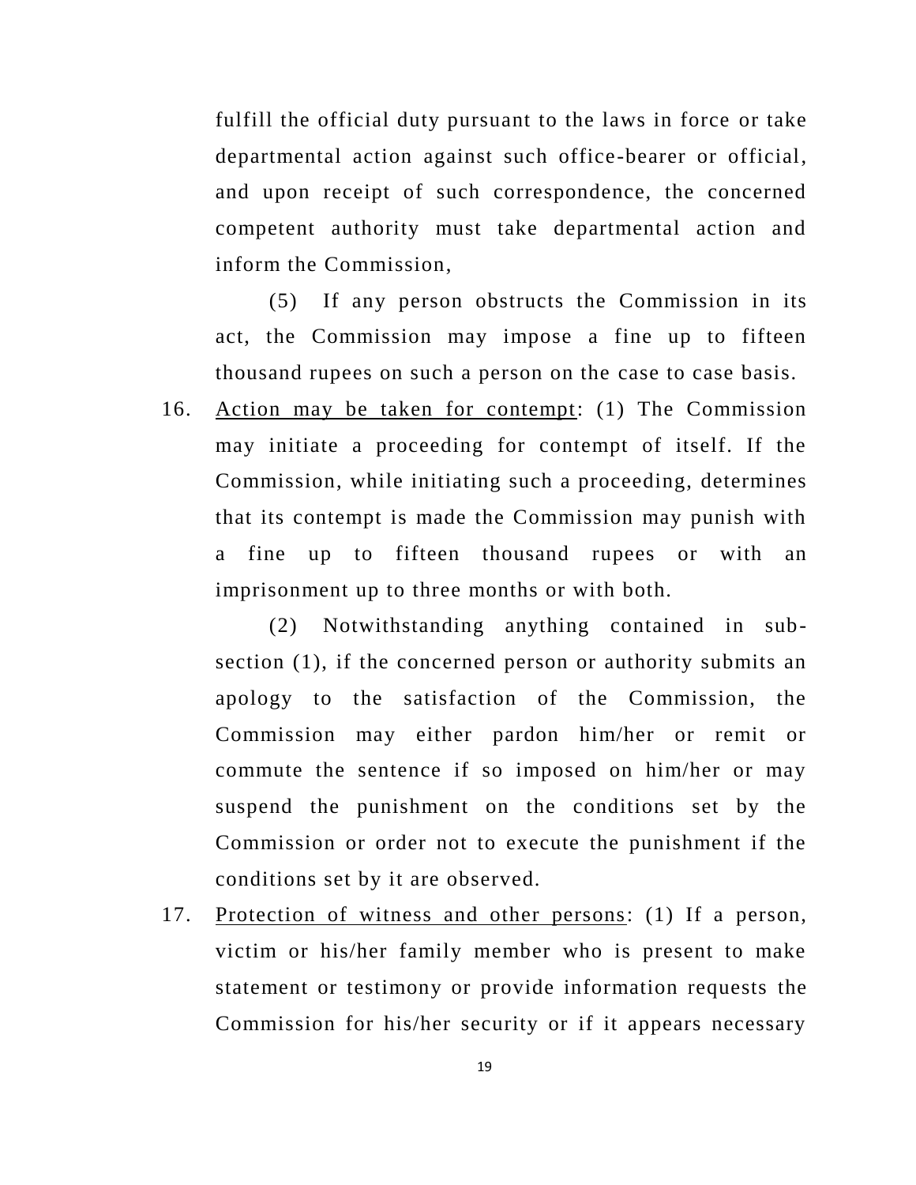fulfill the official duty pursuant to the laws in force or take departmental action against such office-bearer or official, and upon receipt of such correspondence, the concerned competent authority must take departmental action and inform the Commission,

(5) If any person obstructs the Commission in its act, the Commission may impose a fine up to fifteen thousand rupees on such a person on the case to case basis.

16. Action may be taken for contempt: (1) The Commission may initiate a proceeding for contempt of itself. If the Commission, while initiating such a proceeding, determines that its contempt is made the Commission may punish with a fine up to fifteen thousand rupees or with an imprisonment up to three months or with both.

(2) Notwithstanding anything contained in sub-section (1), if the concerned person or authority submits an apology to the satisfaction of the Commission, the Commission may either pardon him/her or remit or commute the sentence if so imposed on him/her or may suspend the punishment on the conditions set by the Commission or order not to execute the punishment if the conditions set by it are observed.

17. Protection of witness and other persons: (1) If a person, victim or his/her family member who is present to make statement or testimony or provide information requests the Commission for his/her security or if it appears necessary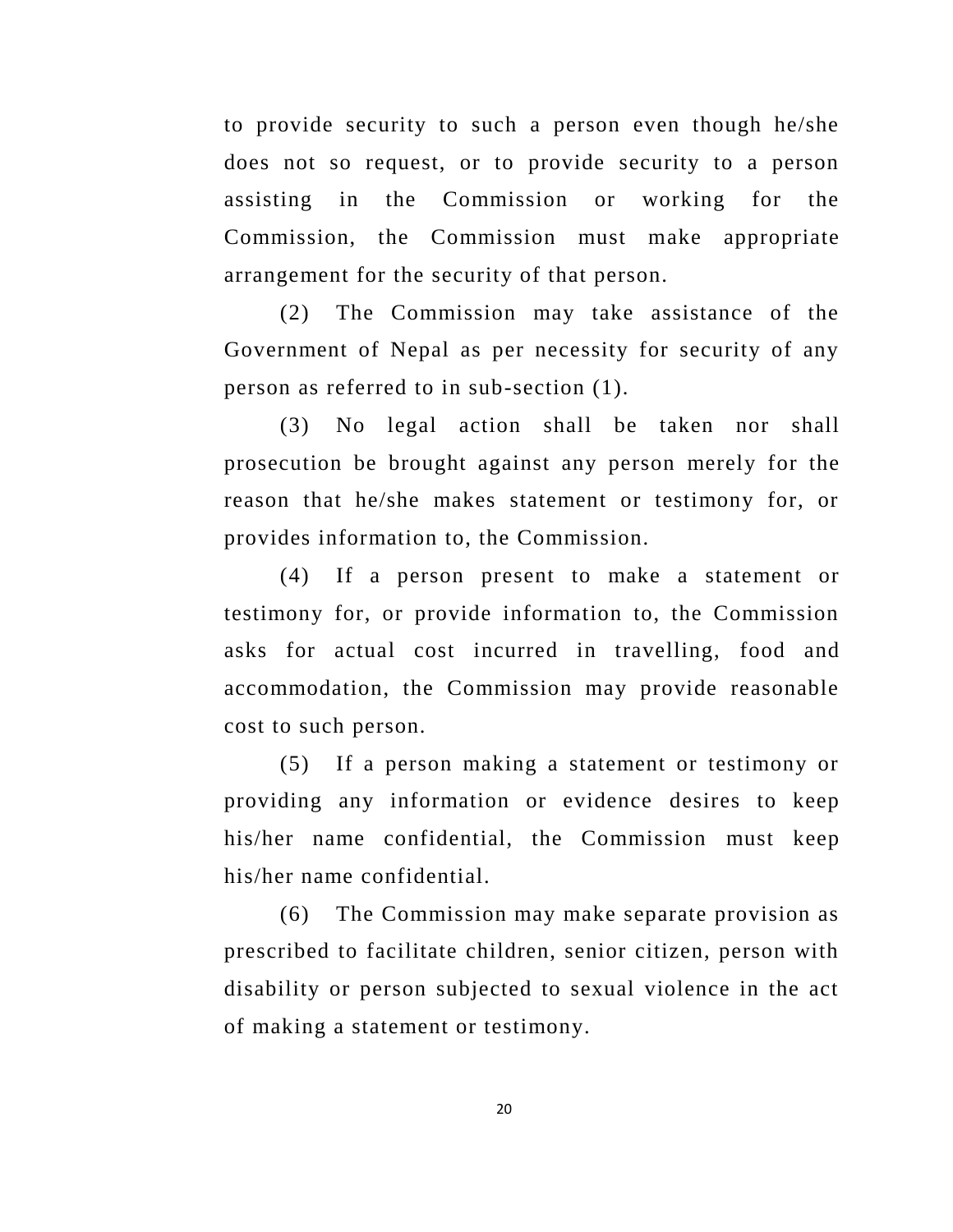to provide security to such a person even though he/she does not so request, or to provide security to a person assisting in the Commission or working for the Commission, the Commission must make appropriate arrangement for the security of that person.

(2) The Commission may take assistance of the Government of Nepal as per necessity for security of any person as referred to in sub-section (1).

(3) No legal action shall be taken nor shall prosecution be brought against any person merely for the reason that he/she makes statement or testimony for, or provides information to, the Commission.

(4) If a person present to make a statement or testimony for, or provide information to, the Commission asks for actual cost incurred in travelling, food and accommodation, the Commission may provide reasonable cost to such person.

(5) If a person making a statement or testimony or providing any information or evidence desires to keep his/her name confidential, the Commission must keep his/her name confidential.

(6) The Commission may make separate provision as prescribed to facilitate children, senior citizen, person with disability or person subjected to sexual violence in the act of making a statement or testimony.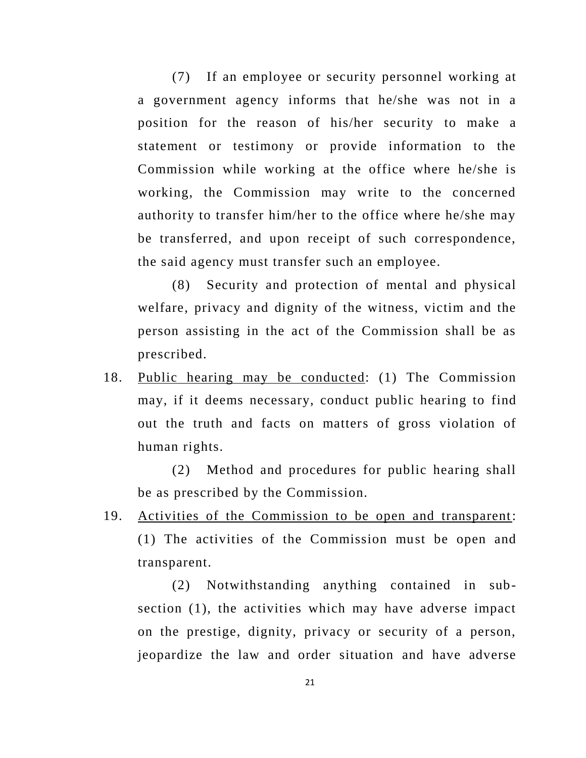(7) If an employee or security personnel working at a government agency informs that he/she was not in a position for the reason of his/her security to make a statement or testimony or provide information to the Commission while working at the office where he/she is working, the Commission may write to the concerned authority to transfer him/her to the office where he/she may be transferred, and upon receipt of such correspondence, the said agency must transfer such an employee.

(8) Security and protection of mental and physical welfare, privacy and dignity of the witness, victim and the person assisting in the act of the Commission shall be as prescribed.

18. <u>Public hearing may be conducted</u>: (1) The Commission may, if it deems necessary, conduct public hearing to find out the truth and facts on matters of gross violation of human rights.

(2) Method and procedures for public hearing shall be as prescribed by the Commission.

19. <u>Activities of the Commission to be open and transparent</u>: (1) The activities of the Commission must be open and transparent.

(2) Notwithstanding anything contained in sub-section (1), the activities which may have adverse impact on the prestige, dignity, privacy or security of a person, jeopardize the law and order situation and have adverse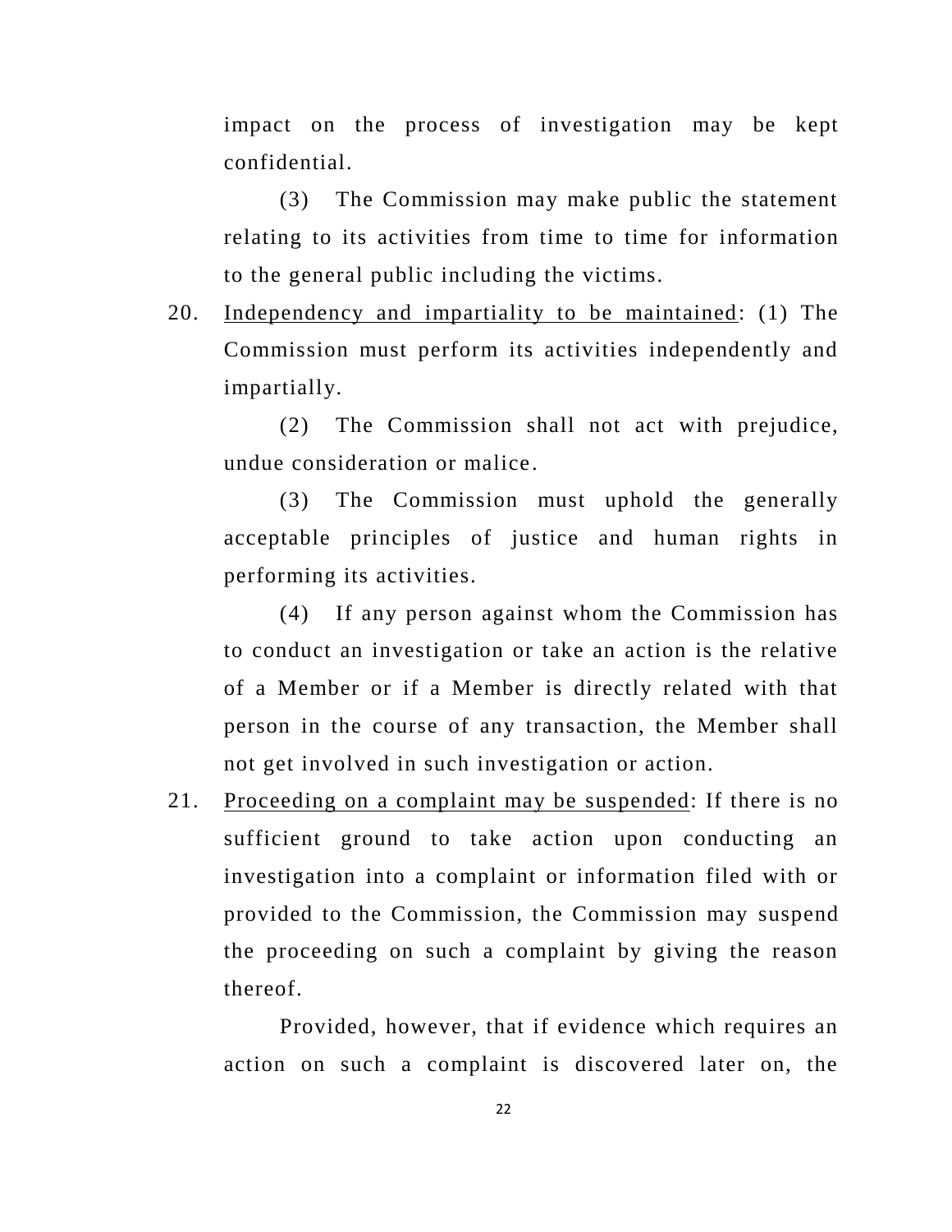impact on the process of investigation may be kept confidential.

(3) The Commission may make public the statement relating to its activities from time to time for information to the general public including the victims.

20. Independency and impartiality to be maintained: (1) The Commission must perform its activities independently and impartially.

(2) The Commission shall not act with prejudice, undue consideration or malice.

(3) The Commission must uphold the generally acceptable principles of justice and human rights in performing its activities.

(4) If any person against whom the Commission has to conduct an investigation or take an action is the relative of a Member or if a Member is directly related with that person in the course of any transaction, the Member shall not get involved in such investigation or action.

21. Proceeding on a complaint may be suspended: If there is no sufficient ground to take action upon conducting an investigation into a complaint or information filed with or provided to the Commission, the Commission may suspend the proceeding on such a complaint by giving the reason thereof.

Provided, however, that if evidence which requires an action on such a complaint is discovered later on, the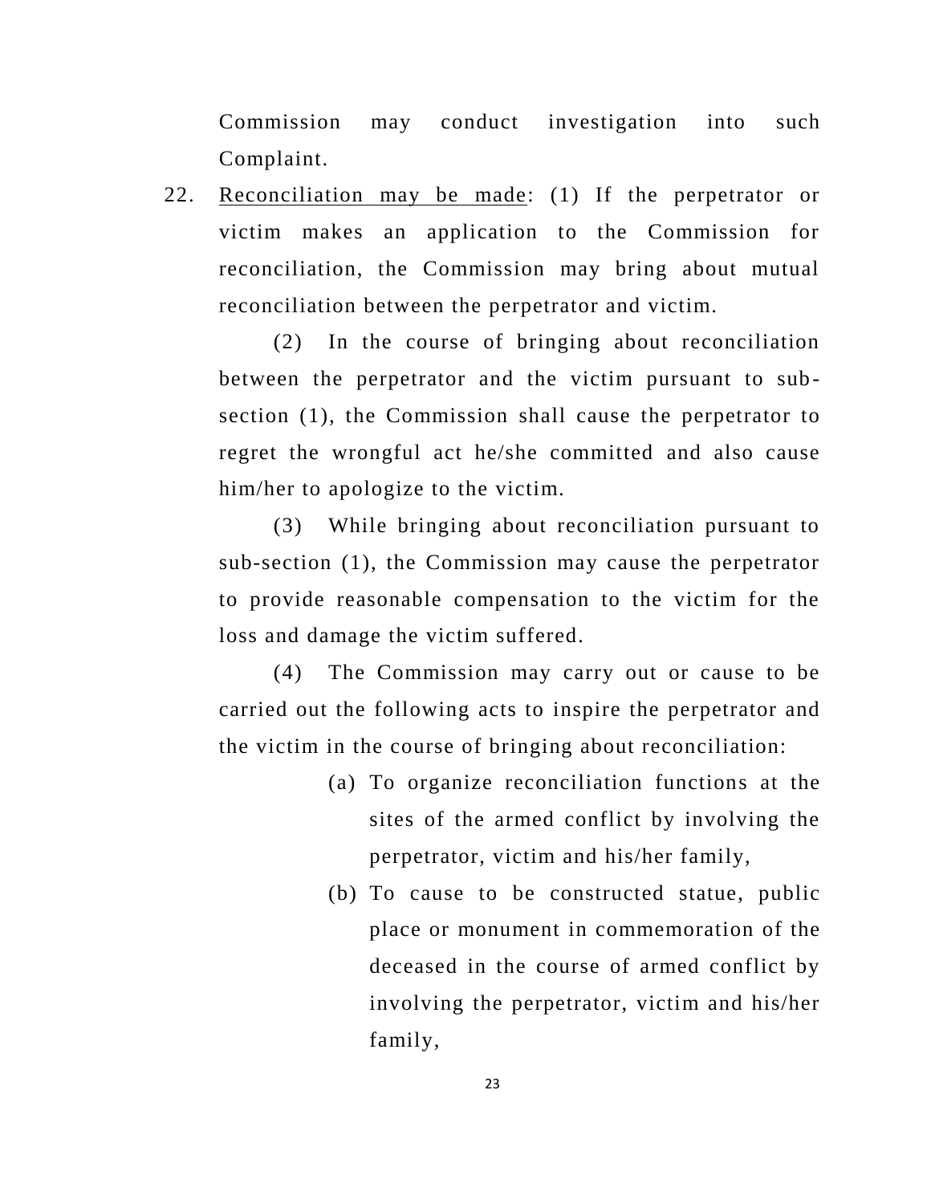Commission may conduct investigation into such Complaint.

22. Reconciliation may be made: (1) If the perpetrator or victim makes an application to the Commission for reconciliation, the Commission may bring about mutual reconciliation between the perpetrator and victim.

(2) In the course of bringing about reconciliation between the perpetrator and the victim pursuant to sub-section (1), the Commission shall cause the perpetrator to regret the wrongful act he/she committed and also cause him/her to apologize to the victim.

(3) While bringing about reconciliation pursuant to sub-section (1), the Commission may cause the perpetrator to provide reasonable compensation to the victim for the loss and damage the victim suffered.

(4) The Commission may carry out or cause to be carried out the following acts to inspire the perpetrator and the victim in the course of bringing about reconciliation:

(a) To organize reconciliation functions at the sites of the armed conflict by involving the perpetrator, victim and his/her family,

(b) To cause to be constructed statue, public place or monument in commemoration of the deceased in the course of armed conflict by involving the perpetrator, victim and his/her family,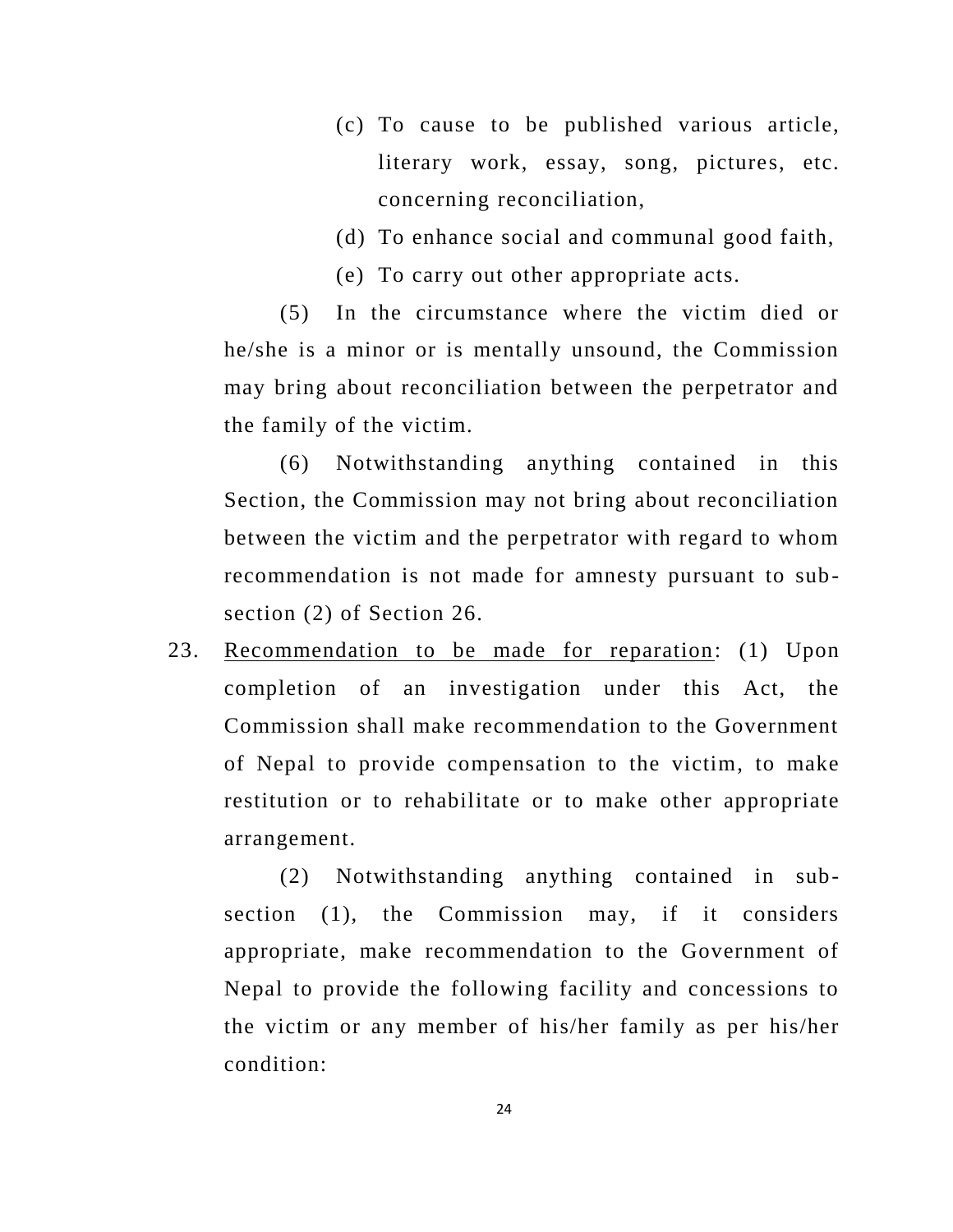(c) To cause to be published various article, literary work, essay, song, pictures, etc. concerning reconciliation,

(d) To enhance social and communal good faith,

(e) To carry out other appropriate acts.

(5) In the circumstance where the victim died or he/she is a minor or is mentally unsound, the Commission may bring about reconciliation between the perpetrator and the family of the victim.

(6) Notwithstanding anything contained in this Section, the Commission may not bring about reconciliation between the victim and the perpetrator with regard to whom recommendation is not made for amnesty pursuant to sub-section (2) of Section 26.

23. Recommendation to be made for reparation: (1) Upon completion of an investigation under this Act, the Commission shall make recommendation to the Government of Nepal to provide compensation to the victim, to make restitution or to rehabilitate or to make other appropriate arrangement.

(2) Notwithstanding anything contained in sub-section (1), the Commission may, if it considers appropriate, make recommendation to the Government of Nepal to provide the following facility and concessions to the victim or any member of his/her family as per his/her condition: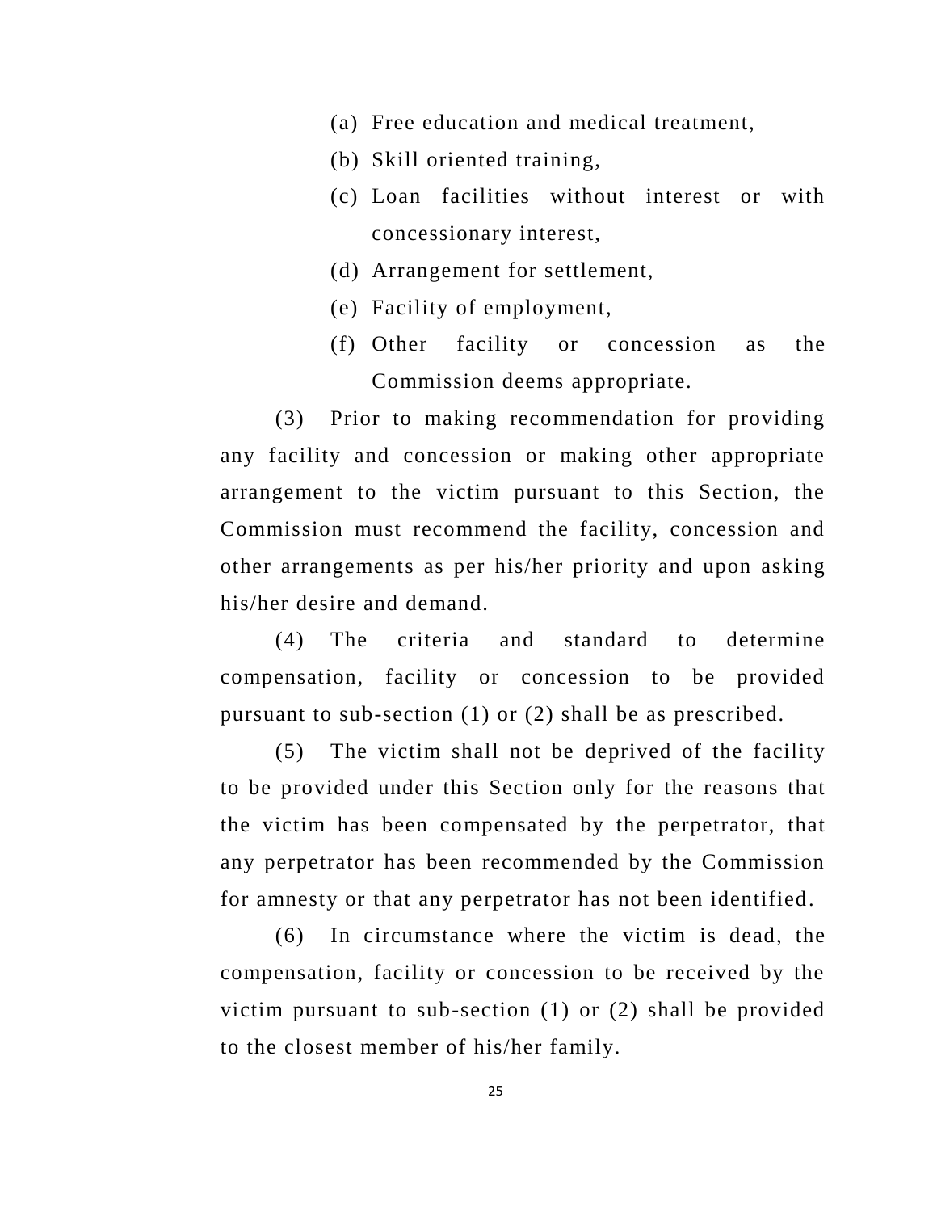(a) Free education and medical treatment,

(b) Skill oriented training,

(c) Loan facilities without interest or with concessionary interest,

(d) Arrangement for settlement,

(e) Facility of employment,

(f) Other facility or concession as the Commission deems appropriate.

(3) Prior to making recommendation for providing any facility and concession or making other appropriate arrangement to the victim pursuant to this Section, the Commission must recommend the facility, concession and other arrangements as per his/her priority and upon asking his/her desire and demand.

(4) The criteria and standard to determine compensation, facility or concession to be provided pursuant to sub-section (1) or (2) shall be as prescribed.

(5) The victim shall not be deprived of the facility to be provided under this Section only for the reasons that the victim has been compensated by the perpetrator, that any perpetrator has been recommended by the Commission for amnesty or that any perpetrator has not been identified.

(6) In circumstance where the victim is dead, the compensation, facility or concession to be received by the victim pursuant to sub-section (1) or (2) shall be provided to the closest member of his/her family.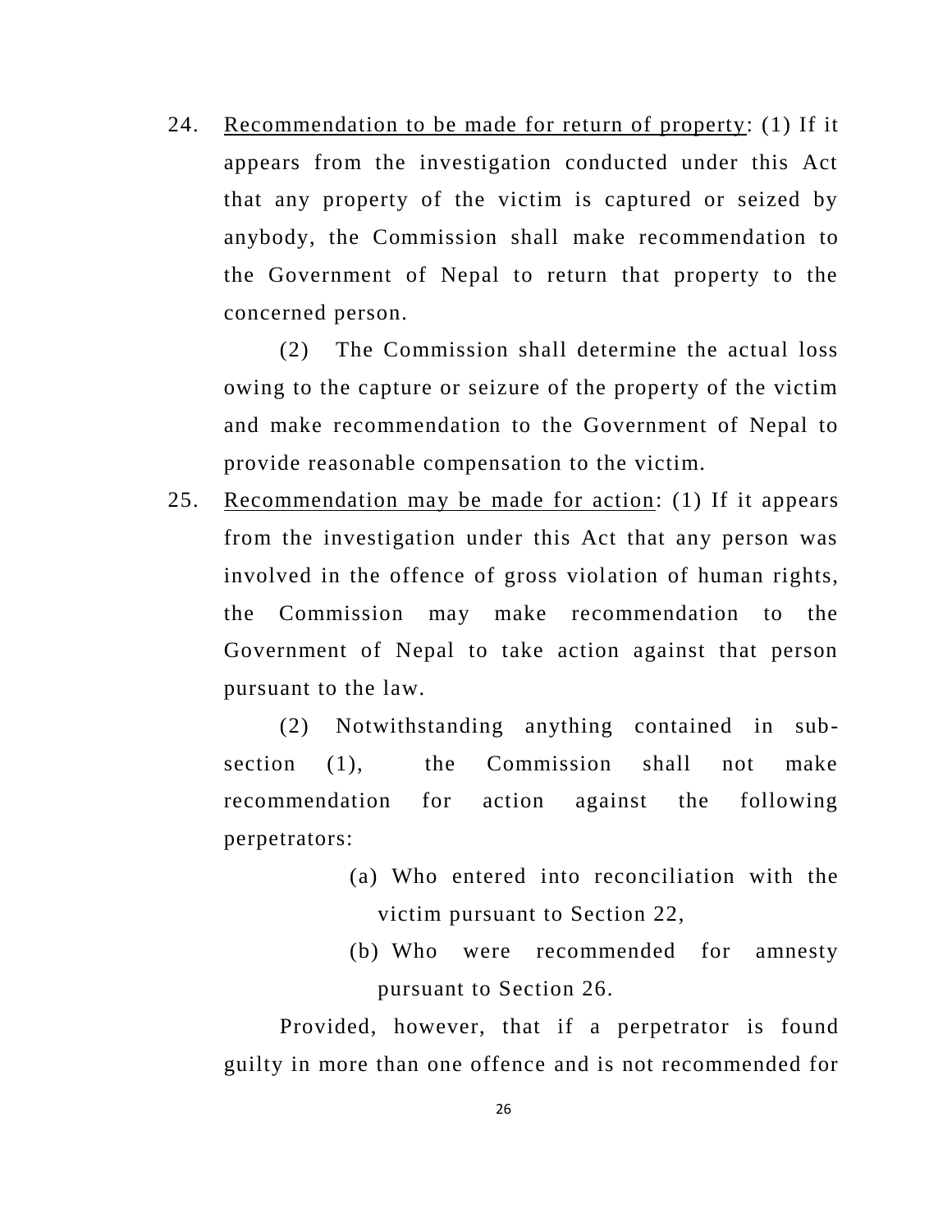24. <u>Recommendation to be made for return of property</u>: (1) If it appears from the investigation conducted under this Act that any property of the victim is captured or seized by anybody, the Commission shall make recommendation to the Government of Nepal to return that property to the concerned person.

(2) The Commission shall determine the actual loss owing to the capture or seizure of the property of the victim and make recommendation to the Government of Nepal to provide reasonable compensation to the victim.

25. <u>Recommendation may be made for action</u>: (1) If it appears from the investigation under this Act that any person was involved in the offence of gross violation of human rights, the Commission may make recommendation to the Government of Nepal to take action against that person pursuant to the law.

(2) Notwithstanding anything contained in sub-section (1), the Commission shall not make recommendation for action against the following perpetrators:

(a) Who entered into reconciliation with the victim pursuant to Section 22,

(b) Who were recommended for amnesty pursuant to Section 26.

Provided, however, that if a perpetrator is found guilty in more than one offence and is not recommended for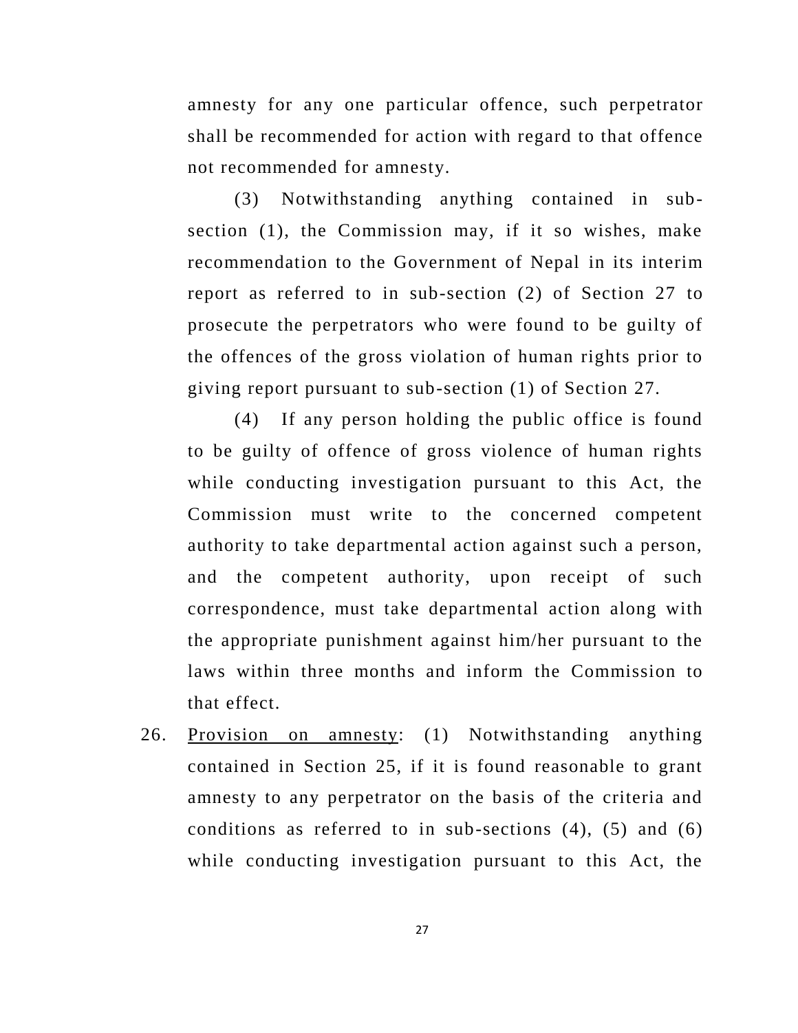amnesty for any one particular offence, such perpetrator shall be recommended for action with regard to that offence not recommended for amnesty.

(3) Notwithstanding anything contained in sub-section (1), the Commission may, if it so wishes, make recommendation to the Government of Nepal in its interim report as referred to in sub-section (2) of Section 27 to prosecute the perpetrators who were found to be guilty of the offences of the gross violation of human rights prior to giving report pursuant to sub-section (1) of Section 27.

(4) If any person holding the public office is found to be guilty of offence of gross violence of human rights while conducting investigation pursuant to this Act, the Commission must write to the concerned competent authority to take departmental action against such a person, and the competent authority, upon receipt of such correspondence, must take departmental action along with the appropriate punishment against him/her pursuant to the laws within three months and inform the Commission to that effect.

26. Provision on amnesty: (1) Notwithstanding anything contained in Section 25, if it is found reasonable to grant amnesty to any perpetrator on the basis of the criteria and conditions as referred to in sub-sections (4), (5) and (6) while conducting investigation pursuant to this Act, the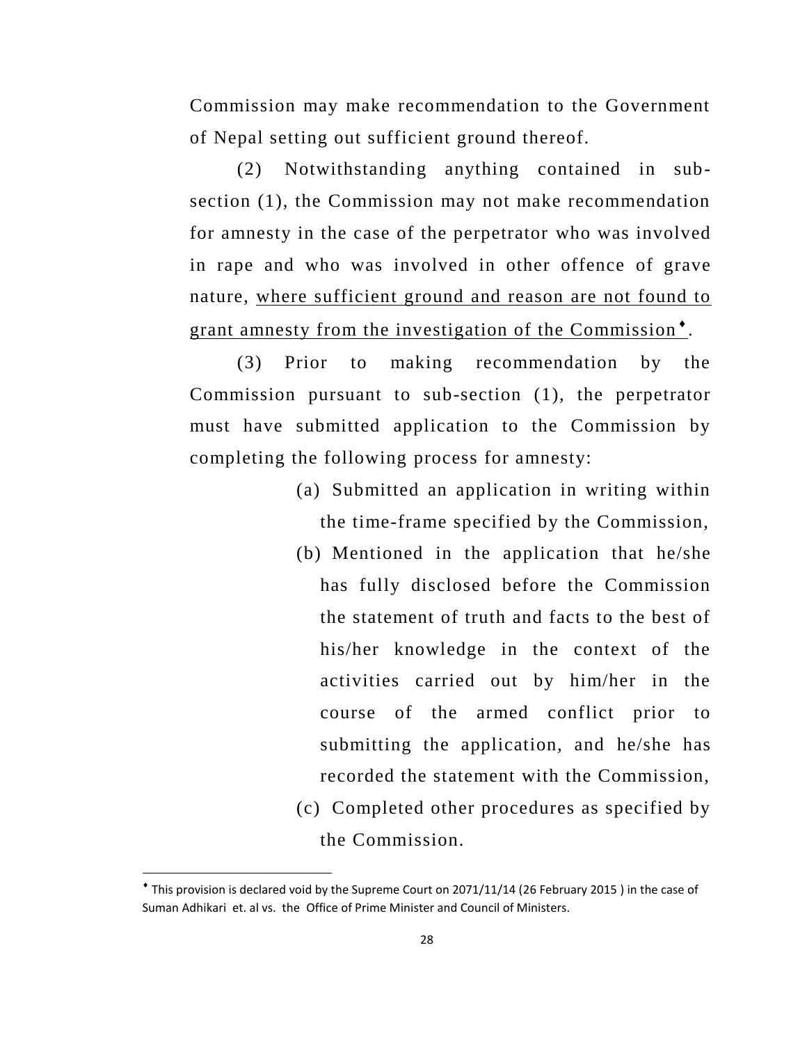Commission may make recommendation to the Government of Nepal setting out sufficient ground thereof.

(2) Notwithstanding anything contained in sub-section (1), the Commission may not make recommendation for amnesty in the case of the perpetrator who was involved in rape and who was involved in other offence of grave nature, <u>where sufficient ground and reason are not found to grant amnesty from the investigation of the Commission</u>[♦].

(3) Prior to making recommendation by the Commission pursuant to sub-section (1), the perpetrator must have submitted application to the Commission by completing the following process for amnesty:

(a) Submitted an application in writing within the time-frame specified by the Commission,

(b) Mentioned in the application that he/she has fully disclosed before the Commission the statement of truth and facts to the best of his/her knowledge in the context of the activities carried out by him/her in the course of the armed conflict prior to submitting the application, and he/she has recorded the statement with the Commission,

(c) Completed other procedures as specified by the Commission.

---

[♦] This provision is declared void by the Supreme Court on 2071/11/14 (26 February 2015 ) in the case of Suman Adhikari et. al vs. the Office of Prime Minister and Council of Ministers.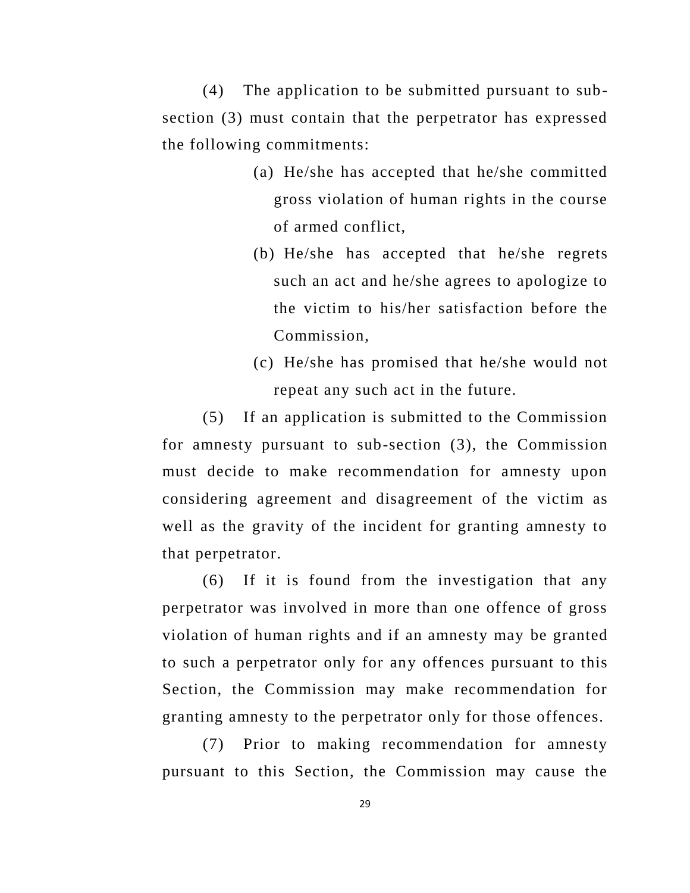(4) The application to be submitted pursuant to sub-section (3) must contain that the perpetrator has expressed the following commitments:

(a) He/she has accepted that he/she committed gross violation of human rights in the course of armed conflict,

(b) He/she has accepted that he/she regrets such an act and he/she agrees to apologize to the victim to his/her satisfaction before the Commission,

(c) He/she has promised that he/she would not repeat any such act in the future.

(5) If an application is submitted to the Commission for amnesty pursuant to sub-section (3), the Commission must decide to make recommendation for amnesty upon considering agreement and disagreement of the victim as well as the gravity of the incident for granting amnesty to that perpetrator.

(6) If it is found from the investigation that any perpetrator was involved in more than one offence of gross violation of human rights and if an amnesty may be granted to such a perpetrator only for any offences pursuant to this Section, the Commission may make recommendation for granting amnesty to the perpetrator only for those offences.

(7) Prior to making recommendation for amnesty pursuant to this Section, the Commission may cause the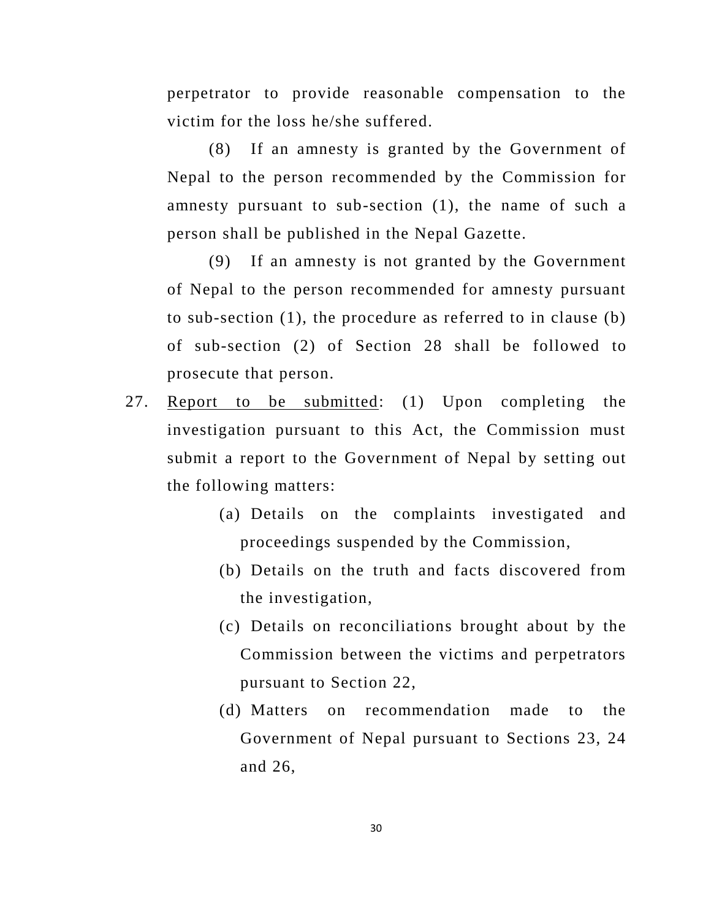perpetrator to provide reasonable compensation to the victim for the loss he/she suffered.

(8) If an amnesty is granted by the Government of Nepal to the person recommended by the Commission for amnesty pursuant to sub-section (1), the name of such a person shall be published in the Nepal Gazette.

(9) If an amnesty is not granted by the Government of Nepal to the person recommended for amnesty pursuant to sub-section (1), the procedure as referred to in clause (b) of sub-section (2) of Section 28 shall be followed to prosecute that person.

27. Report to be submitted: (1) Upon completing the investigation pursuant to this Act, the Commission must submit a report to the Government of Nepal by setting out the following matters:

(a) Details on the complaints investigated and proceedings suspended by the Commission,

(b) Details on the truth and facts discovered from the investigation,

(c) Details on reconciliations brought about by the Commission between the victims and perpetrators pursuant to Section 22,

(d) Matters on recommendation made to the Government of Nepal pursuant to Sections 23, 24 and 26,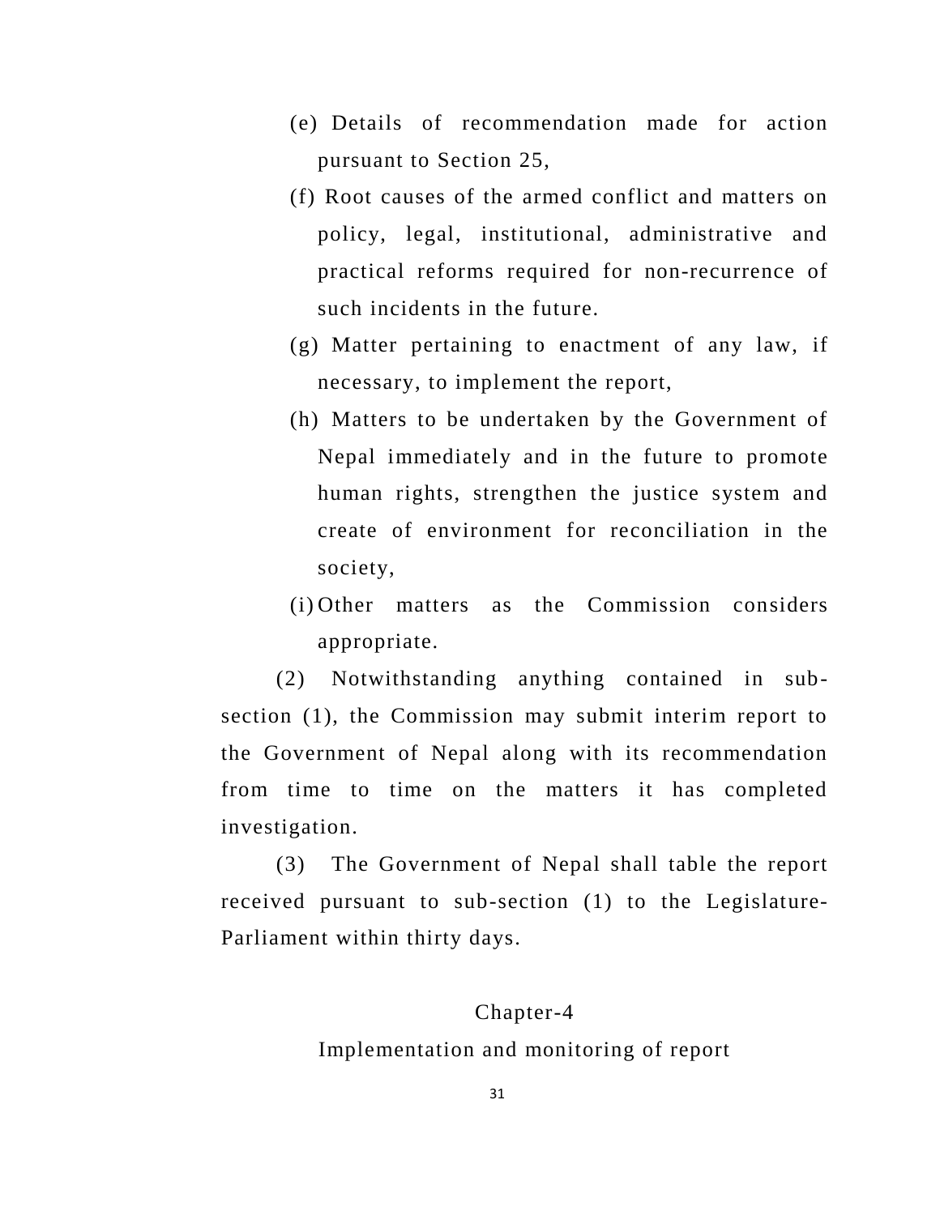(e) Details of recommendation made for action pursuant to Section 25,

(f) Root causes of the armed conflict and matters on policy, legal, institutional, administrative and practical reforms required for non-recurrence of such incidents in the future.

(g) Matter pertaining to enactment of any law, if necessary, to implement the report,

(h) Matters to be undertaken by the Government of Nepal immediately and in the future to promote human rights, strengthen the justice system and create of environment for reconciliation in the society,

(i) Other matters as the Commission considers appropriate.

(2) Notwithstanding anything contained in sub-section (1), the Commission may submit interim report to the Government of Nepal along with its recommendation from time to time on the matters it has completed investigation.

(3) The Government of Nepal shall table the report received pursuant to sub-section (1) to the Legislature-Parliament within thirty days.

## Chapter-4

## Implementation and monitoring of report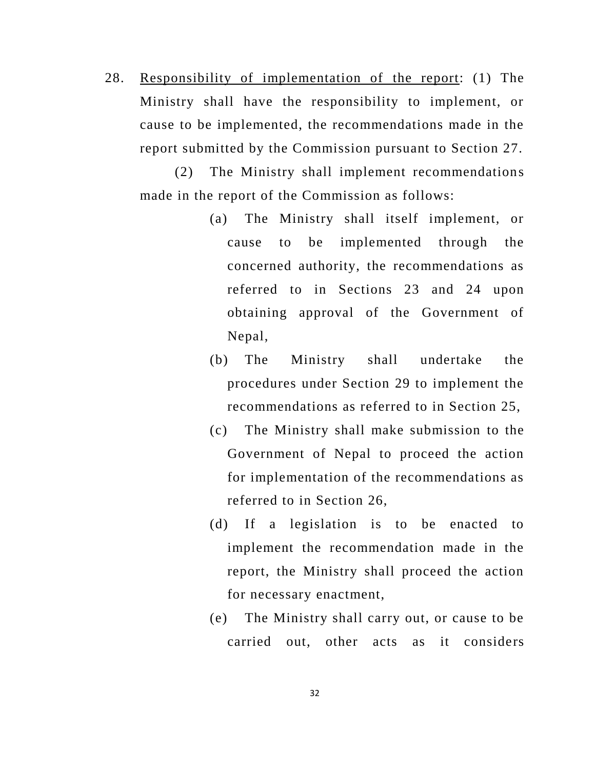28. <u>Responsibility of implementation of the report</u>: (1) The Ministry shall have the responsibility to implement, or cause to be implemented, the recommendations made in the report submitted by the Commission pursuant to Section 27.

(2) The Ministry shall implement recommendations made in the report of the Commission as follows:

(a) The Ministry shall itself implement, or cause to be implemented through the concerned authority, the recommendations as referred to in Sections 23 and 24 upon obtaining approval of the Government of Nepal,

(b) The Ministry shall undertake the procedures under Section 29 to implement the recommendations as referred to in Section 25,

(c) The Ministry shall make submission to the Government of Nepal to proceed the action for implementation of the recommendations as referred to in Section 26,

(d) If a legislation is to be enacted to implement the recommendation made in the report, the Ministry shall proceed the action for necessary enactment,

(e) The Ministry shall carry out, or cause to be carried out, other acts as it considers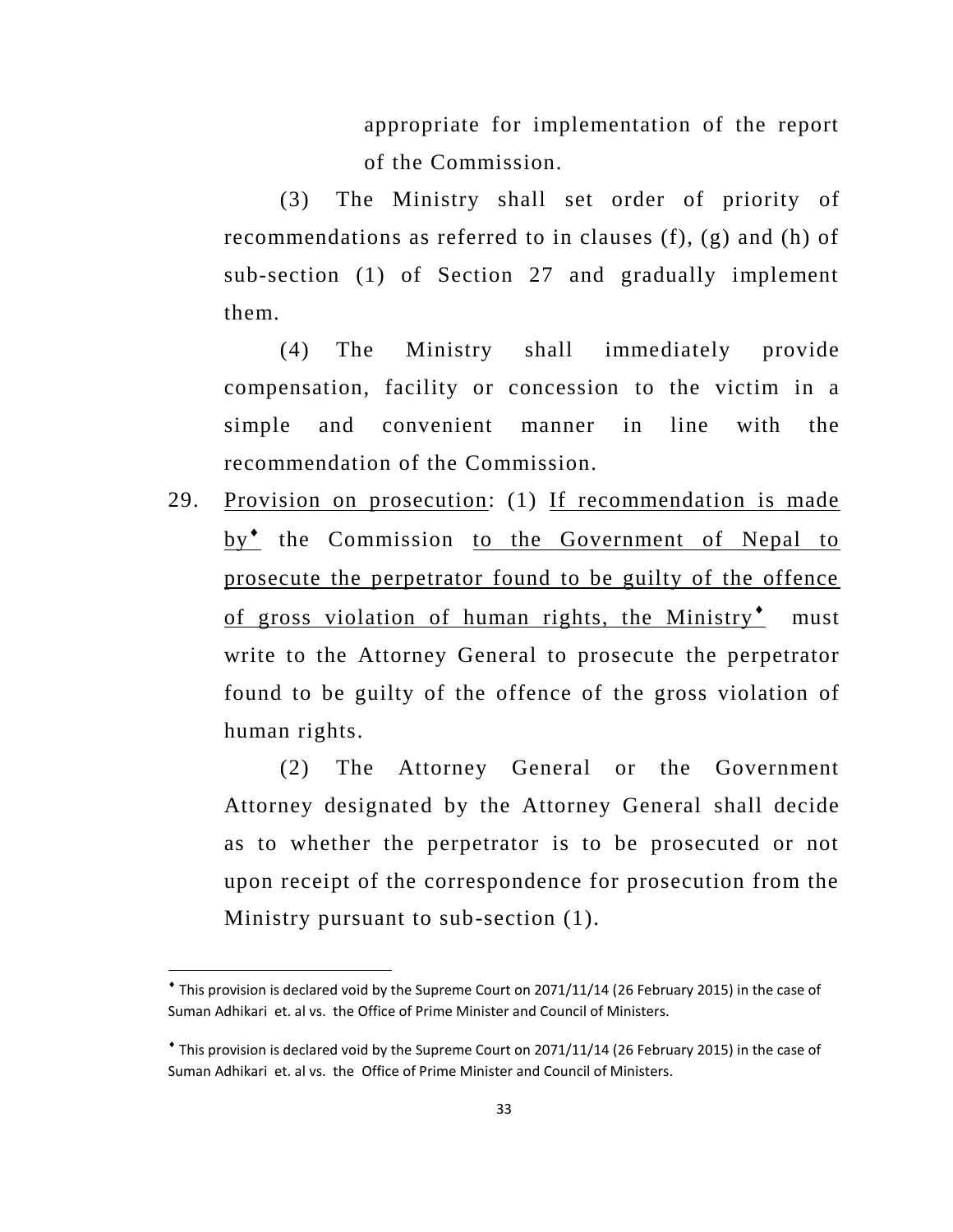appropriate for implementation of the report of the Commission.

(3) The Ministry shall set order of priority of recommendations as referred to in clauses (f), (g) and (h) of sub-section (1) of Section 27 and gradually implement them.

(4) The Ministry shall immediately provide compensation, facility or concession to the victim in a simple and convenient manner in line with the recommendation of the Commission.

29. Provision on prosecution: (1) If recommendation is made by[♦] the Commission to the Government of Nepal to prosecute the perpetrator found to be guilty of the offence of gross violation of human rights, the Ministry[♦] must write to the Attorney General to prosecute the perpetrator found to be guilty of the offence of the gross violation of human rights.

(2) The Attorney General or the Government Attorney designated by the Attorney General shall decide as to whether the perpetrator is to be prosecuted or not upon receipt of the correspondence for prosecution from the Ministry pursuant to sub-section (1).

---

[♦] This provision is declared void by the Supreme Court on 2071/11/14 (26 February 2015) in the case of Suman Adhikari et. al vs. the Office of Prime Minister and Council of Ministers.

[♦] This provision is declared void by the Supreme Court on 2071/11/14 (26 February 2015) in the case of Suman Adhikari et. al vs. the Office of Prime Minister and Council of Ministers.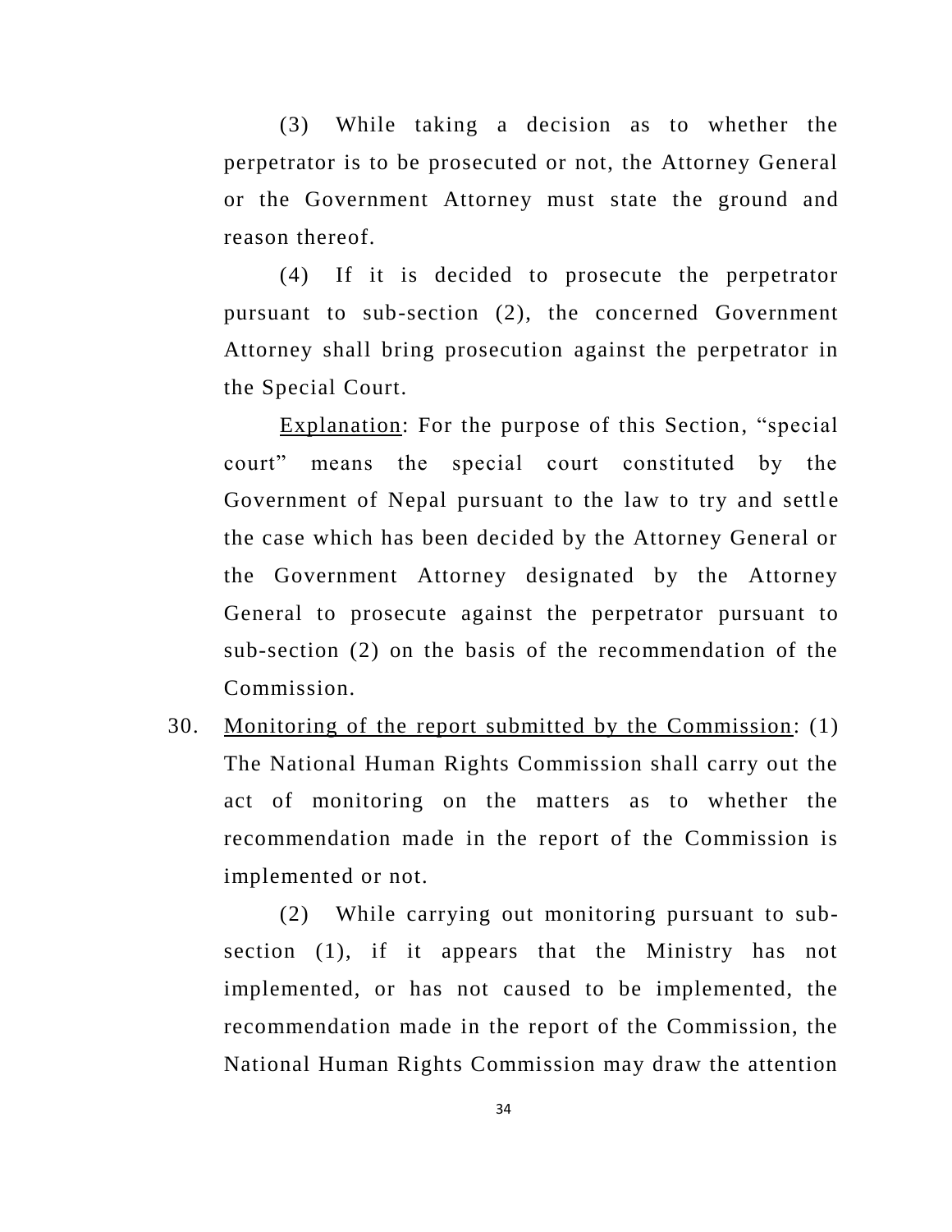(3) While taking a decision as to whether the perpetrator is to be prosecuted or not, the Attorney General or the Government Attorney must state the ground and reason thereof.

(4) If it is decided to prosecute the perpetrator pursuant to sub-section (2), the concerned Government Attorney shall bring prosecution against the perpetrator in the Special Court.

<u>Explanation</u>: For the purpose of this Section, "special court" means the special court constituted by the Government of Nepal pursuant to the law to try and settle the case which has been decided by the Attorney General or the Government Attorney designated by the Attorney General to prosecute against the perpetrator pursuant to sub-section (2) on the basis of the recommendation of the Commission.

30. <u>Monitoring of the report submitted by the Commission</u>: (1) The National Human Rights Commission shall carry out the act of monitoring on the matters as to whether the recommendation made in the report of the Commission is implemented or not.

(2) While carrying out monitoring pursuant to sub-section (1), if it appears that the Ministry has not implemented, or has not caused to be implemented, the recommendation made in the report of the Commission, the National Human Rights Commission may draw the attention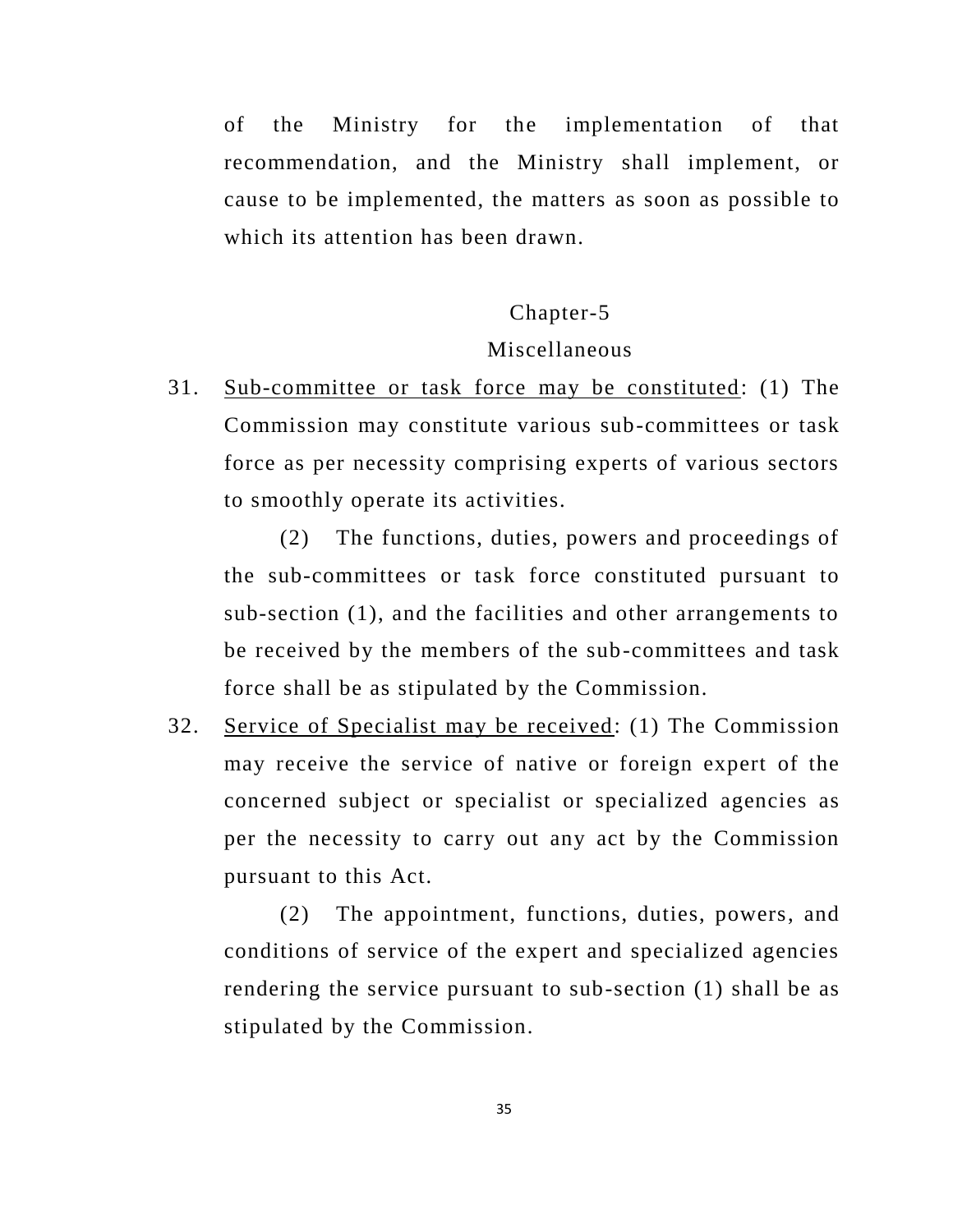of the Ministry for the implementation of that recommendation, and the Ministry shall implement, or cause to be implemented, the matters as soon as possible to which its attention has been drawn.

## Chapter-5

## Miscellaneous

31. Sub-committee or task force may be constituted: (1) The Commission may constitute various sub-committees or task force as per necessity comprising experts of various sectors to smoothly operate its activities.

    (2) The functions, duties, powers and proceedings of the sub-committees or task force constituted pursuant to sub-section (1), and the facilities and other arrangements to be received by the members of the sub-committees and task force shall be as stipulated by the Commission.

32. Service of Specialist may be received: (1) The Commission may receive the service of native or foreign expert of the concerned subject or specialist or specialized agencies as per the necessity to carry out any act by the Commission pursuant to this Act.

    (2) The appointment, functions, duties, powers, and conditions of service of the expert and specialized agencies rendering the service pursuant to sub-section (1) shall be as stipulated by the Commission.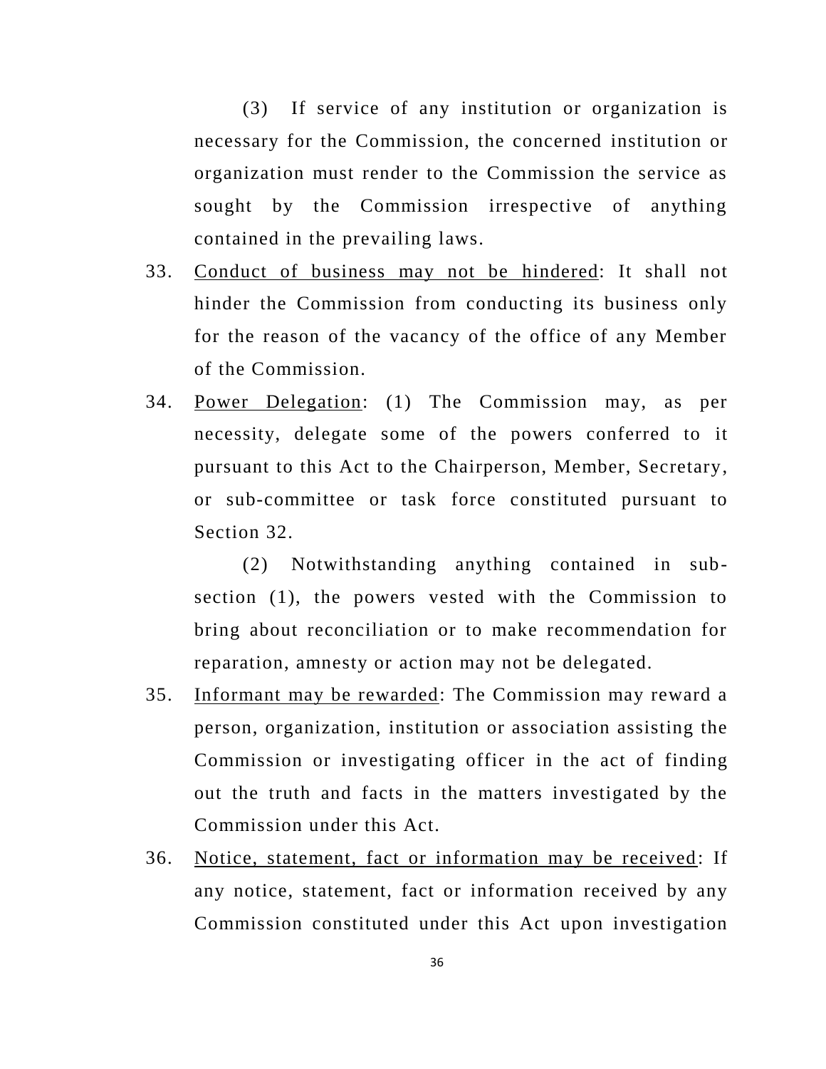(3) If service of any institution or organization is necessary for the Commission, the concerned institution or organization must render to the Commission the service as sought by the Commission irrespective of anything contained in the prevailing laws.

33. Conduct of business may not be hindered: It shall not hinder the Commission from conducting its business only for the reason of the vacancy of the office of any Member of the Commission.

34. Power Delegation: (1) The Commission may, as per necessity, delegate some of the powers conferred to it pursuant to this Act to the Chairperson, Member, Secretary, or sub-committee or task force constituted pursuant to Section 32.

(2) Notwithstanding anything contained in sub-section (1), the powers vested with the Commission to bring about reconciliation or to make recommendation for reparation, amnesty or action may not be delegated.

35. Informant may be rewarded: The Commission may reward a person, organization, institution or association assisting the Commission or investigating officer in the act of finding out the truth and facts in the matters investigated by the Commission under this Act.

36. Notice, statement, fact or information may be received: If any notice, statement, fact or information received by any Commission constituted under this Act upon investigation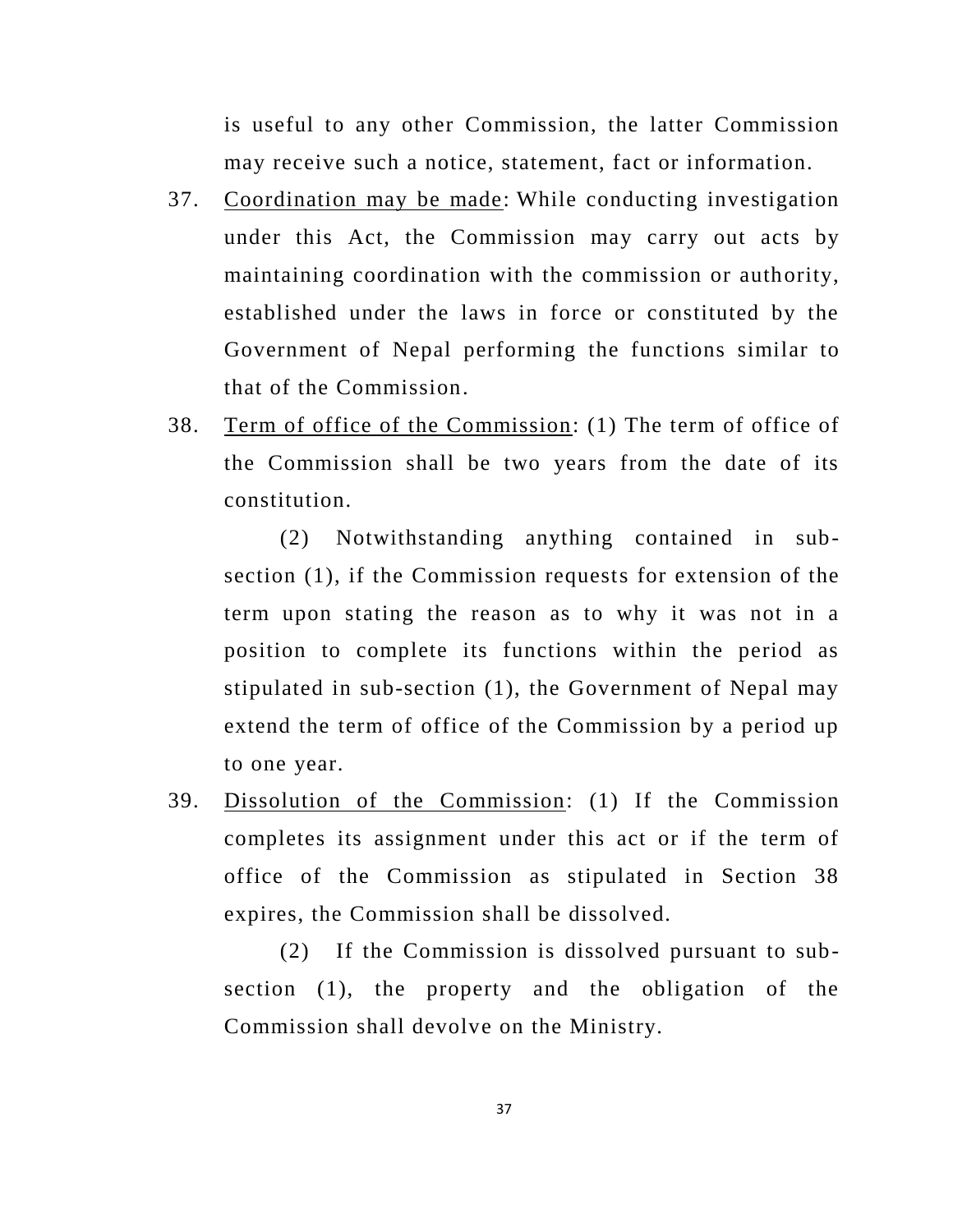is useful to any other Commission, the latter Commission may receive such a notice, statement, fact or information.

37. Coordination may be made: While conducting investigation under this Act, the Commission may carry out acts by maintaining coordination with the commission or authority, established under the laws in force or constituted by the Government of Nepal performing the functions similar to that of the Commission.

38. Term of office of the Commission: (1) The term of office of the Commission shall be two years from the date of its constitution.

    (2) Notwithstanding anything contained in sub-section (1), if the Commission requests for extension of the term upon stating the reason as to why it was not in a position to complete its functions within the period as stipulated in sub-section (1), the Government of Nepal may extend the term of office of the Commission by a period up to one year.

39. Dissolution of the Commission: (1) If the Commission completes its assignment under this act or if the term of office of the Commission as stipulated in Section 38 expires, the Commission shall be dissolved.

    (2) If the Commission is dissolved pursuant to sub-section (1), the property and the obligation of the Commission shall devolve on the Ministry.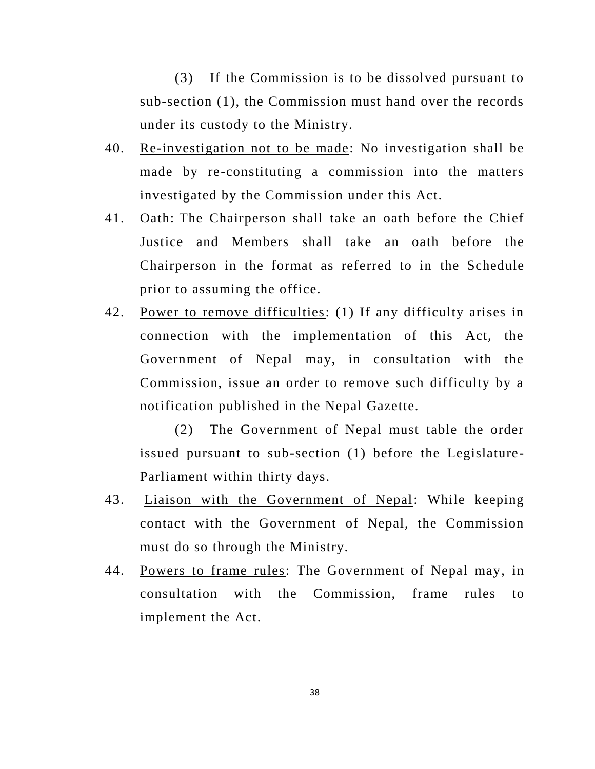(3) If the Commission is to be dissolved pursuant to sub-section (1), the Commission must hand over the records under its custody to the Ministry.

40. Re-investigation not to be made: No investigation shall be made by re-constituting a commission into the matters investigated by the Commission under this Act.

41. Oath: The Chairperson shall take an oath before the Chief Justice and Members shall take an oath before the Chairperson in the format as referred to in the Schedule prior to assuming the office.

42. Power to remove difficulties: (1) If any difficulty arises in connection with the implementation of this Act, the Government of Nepal may, in consultation with the Commission, issue an order to remove such difficulty by a notification published in the Nepal Gazette.

    (2) The Government of Nepal must table the order issued pursuant to sub-section (1) before the Legislature-Parliament within thirty days.

43. Liaison with the Government of Nepal: While keeping contact with the Government of Nepal, the Commission must do so through the Ministry.

44. Powers to frame rules: The Government of Nepal may, in consultation with the Commission, frame rules to implement the Act.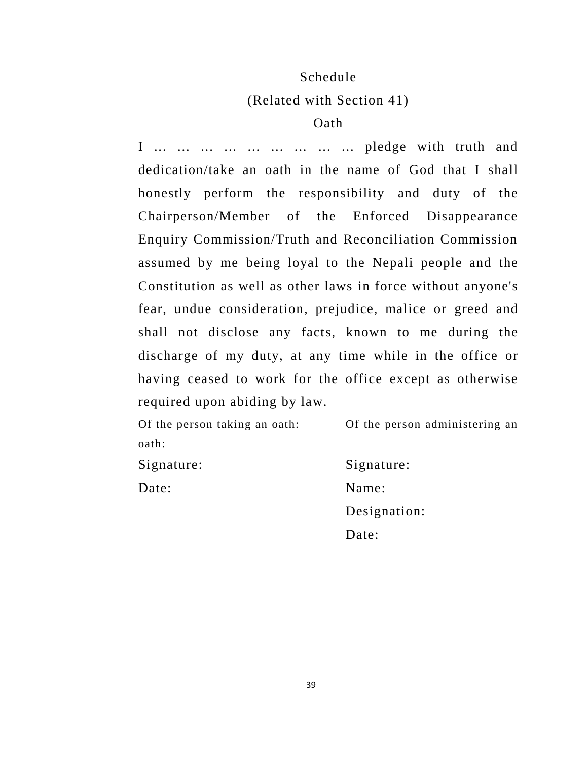## Schedule

(Related with Section 41)

### Oath

I … … … … … … … … … pledge with truth and dedication/take an oath in the name of God that I shall honestly perform the responsibility and duty of the Chairperson/Member of the Enforced Disappearance Enquiry Commission/Truth and Reconciliation Commission assumed by me being loyal to the Nepali people and the Constitution as well as other laws in force without anyone's fear, undue consideration, prejudice, malice or greed and shall not disclose any facts, known to me during the discharge of my duty, at any time while in the office or having ceased to work for the office except as otherwise required upon abiding by law.

| Of the person taking an oath: | Of the person administering an oath: |
|---|---|
| Signature: | Signature: |
| Date: | Name: |
| | Designation: |
| | Date: |